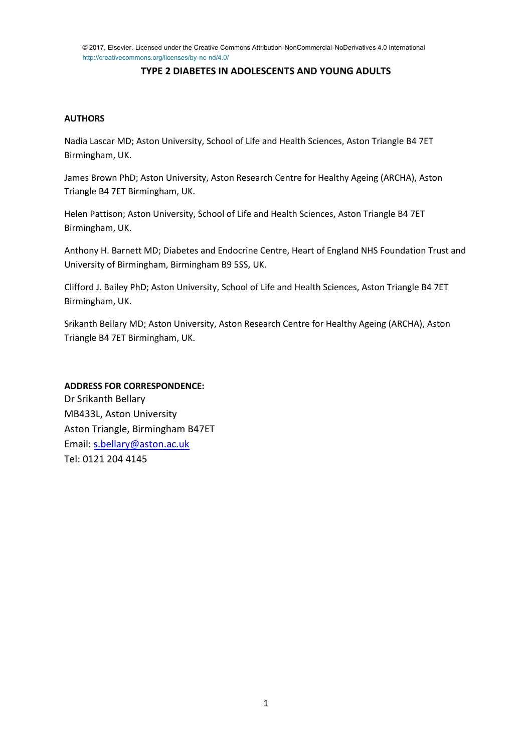© 2017, Elsevier. Licensed under the Creative Commons Attribution-NonCommercial-NoDerivatives 4.0 International http://creativecommons.org/licenses/by-nc-nd/4.0/

# TYPE 2 DIABETES IN ADOLESCENTS AND YOUNG ADULTS

**AUTHORS**

Nadia Lascar MD; Aston University, School of Life and Health Sciences, Aston Triangle B4 7ET Birmingham, UK.

James Brown PhD; Aston University, Aston Research Centre for Healthy Ageing (ARCHA), Aston Triangle B4 7ET Birmingham, UK.

Helen Pattison; Aston University, School of Life and Health Sciences, Aston Triangle B4 7ET Birmingham, UK.

Anthony H. Barnett MD; Diabetes and Endocrine Centre, Heart of England NHS Foundation Trust and University of Birmingham, Birmingham B9 5SS, UK.

Clifford J. Bailey PhD; Aston University, School of Life and Health Sciences, Aston Triangle B4 7ET Birmingham, UK.

Srikanth Bellary MD; Aston University, Aston Research Centre for Healthy Ageing (ARCHA), Aston Triangle B4 7ET Birmingham, UK.

**ADDRESS FOR CORRESPONDENCE:**
Dr Srikanth Bellary
MB433L, Aston University
Aston Triangle, Birmingham B47ET
Email: s.bellary@aston.ac.uk
Tel: 0121 204 4145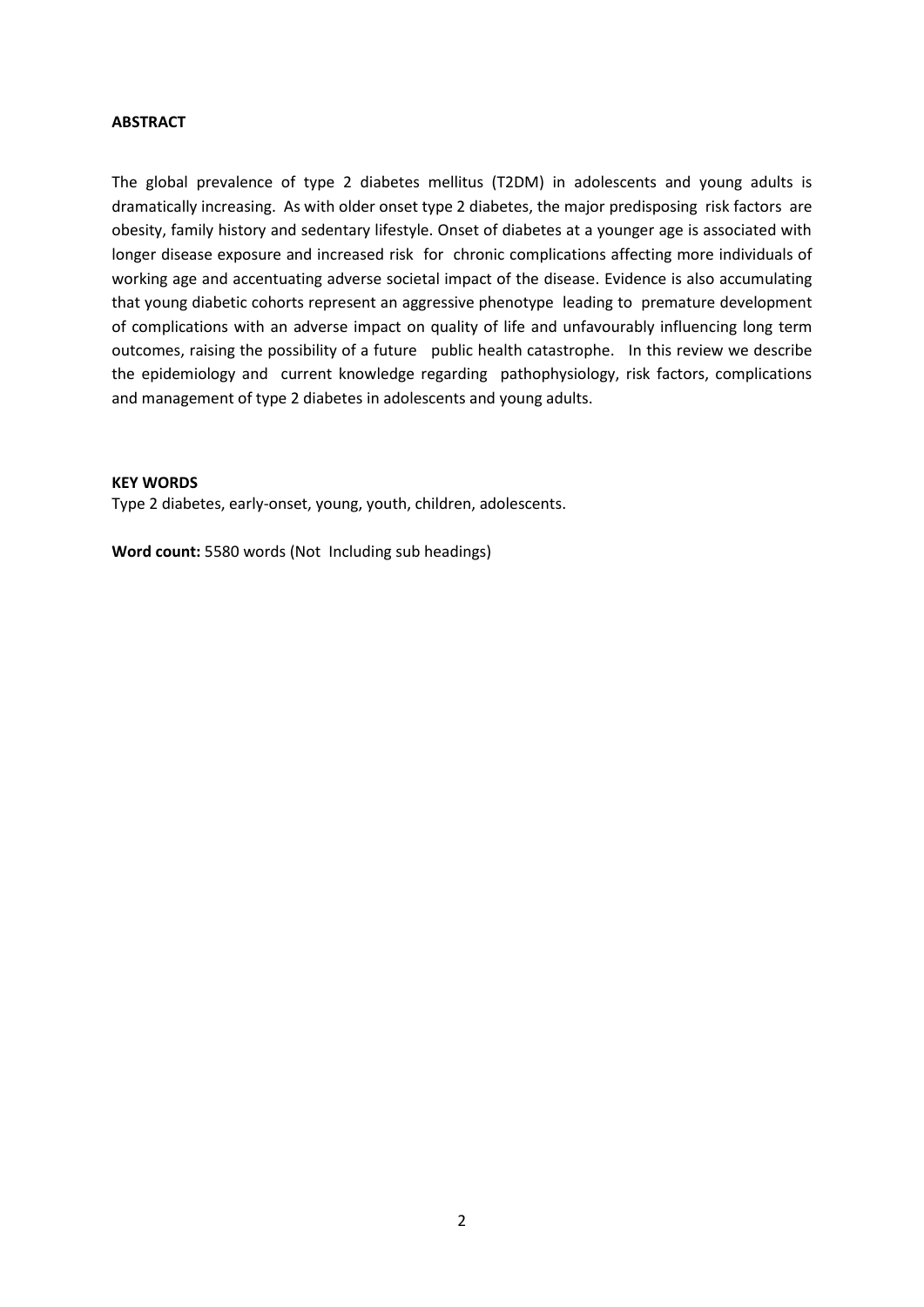**ABSTRACT**

The global prevalence of type 2 diabetes mellitus (T2DM) in adolescents and young adults is dramatically increasing. As with older onset type 2 diabetes, the major predisposing risk factors are obesity, family history and sedentary lifestyle. Onset of diabetes at a younger age is associated with longer disease exposure and increased risk for chronic complications affecting more individuals of working age and accentuating adverse societal impact of the disease. Evidence is also accumulating that young diabetic cohorts represent an aggressive phenotype leading to premature development of complications with an adverse impact on quality of life and unfavourably influencing long term outcomes, raising the possibility of a future public health catastrophe. In this review we describe the epidemiology and current knowledge regarding pathophysiology, risk factors, complications and management of type 2 diabetes in adolescents and young adults.

**KEY WORDS**

Type 2 diabetes, early-onset, young, youth, children, adolescents.

**Word count:** 5580 words (Not Including sub headings)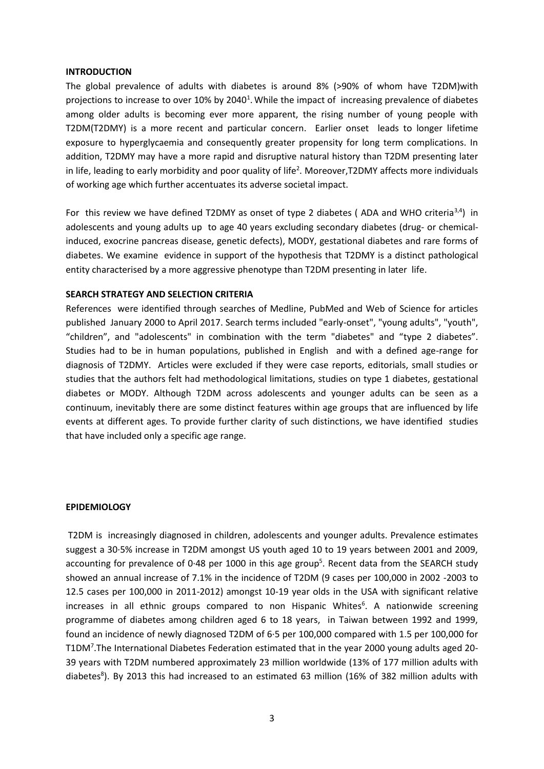## INTRODUCTION

The global prevalence of adults with diabetes is around 8% (>90% of whom have T2DM)with projections to increase to over 10% by 2040[1]. While the impact of increasing prevalence of diabetes among older adults is becoming ever more apparent, the rising number of young people with T2DM(T2DMY) is a more recent and particular concern. Earlier onset leads to longer lifetime exposure to hyperglycaemia and consequently greater propensity for long term complications. In addition, T2DMY may have a more rapid and disruptive natural history than T2DM presenting later in life, leading to early morbidity and poor quality of life[2]. Moreover,T2DMY affects more individuals of working age which further accentuates its adverse societal impact.

For this review we have defined T2DMY as onset of type 2 diabetes ( ADA and WHO criteria[3,4]) in adolescents and young adults up to age 40 years excluding secondary diabetes (drug- or chemical-induced, exocrine pancreas disease, genetic defects), MODY, gestational diabetes and rare forms of diabetes. We examine evidence in support of the hypothesis that T2DMY is a distinct pathological entity characterised by a more aggressive phenotype than T2DM presenting in later life.

## SEARCH STRATEGY AND SELECTION CRITERIA

References were identified through searches of Medline, PubMed and Web of Science for articles published January 2000 to April 2017. Search terms included "early-onset", "young adults", "youth", "children", and "adolescents" in combination with the term "diabetes" and "type 2 diabetes". Studies had to be in human populations, published in English and with a defined age-range for diagnosis of T2DMY. Articles were excluded if they were case reports, editorials, small studies or studies that the authors felt had methodological limitations, studies on type 1 diabetes, gestational diabetes or MODY. Although T2DM across adolescents and younger adults can be seen as a continuum, inevitably there are some distinct features within age groups that are influenced by life events at different ages. To provide further clarity of such distinctions, we have identified studies that have included only a specific age range.

## EPIDEMIOLOGY

T2DM is increasingly diagnosed in children, adolescents and younger adults. Prevalence estimates suggest a 30·5% increase in T2DM amongst US youth aged 10 to 19 years between 2001 and 2009, accounting for prevalence of 0·48 per 1000 in this age group[5]. Recent data from the SEARCH study showed an annual increase of 7.1% in the incidence of T2DM (9 cases per 100,000 in 2002 -2003 to 12.5 cases per 100,000 in 2011-2012) amongst 10-19 year olds in the USA with significant relative increases in all ethnic groups compared to non Hispanic Whites[6]. A nationwide screening programme of diabetes among children aged 6 to 18 years, in Taiwan between 1992 and 1999, found an incidence of newly diagnosed T2DM of 6·5 per 100,000 compared with 1.5 per 100,000 for T1DM[7].The International Diabetes Federation estimated that in the year 2000 young adults aged 20-39 years with T2DM numbered approximately 23 million worldwide (13% of 177 million adults with diabetes[8]). By 2013 this had increased to an estimated 63 million (16% of 382 million adults with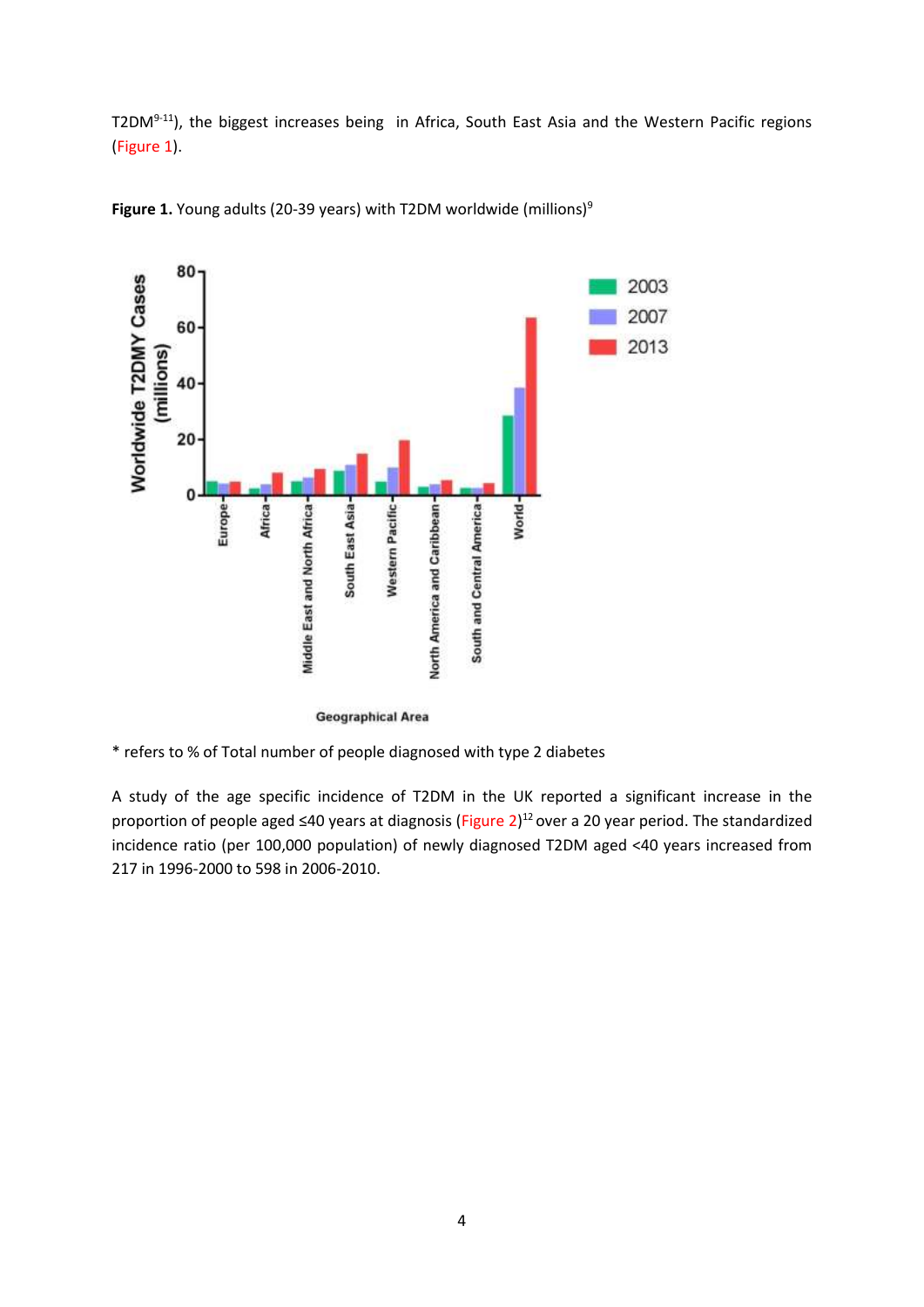T2DM[9-11]), the biggest increases being in Africa, South East Asia and the Western Pacific regions (Figure 1).

**Figure 1.** Young adults (20-39 years) with T2DM worldwide (millions)[9]

* refers to % of Total number of people diagnosed with type 2 diabetes

A study of the age specific incidence of T2DM in the UK reported a significant increase in the proportion of people aged ≤40 years at diagnosis (Figure 2)[12] over a 20 year period. The standardized incidence ratio (per 100,000 population) of newly diagnosed T2DM aged <40 years increased from 217 in 1996-2000 to 598 in 2006-2010.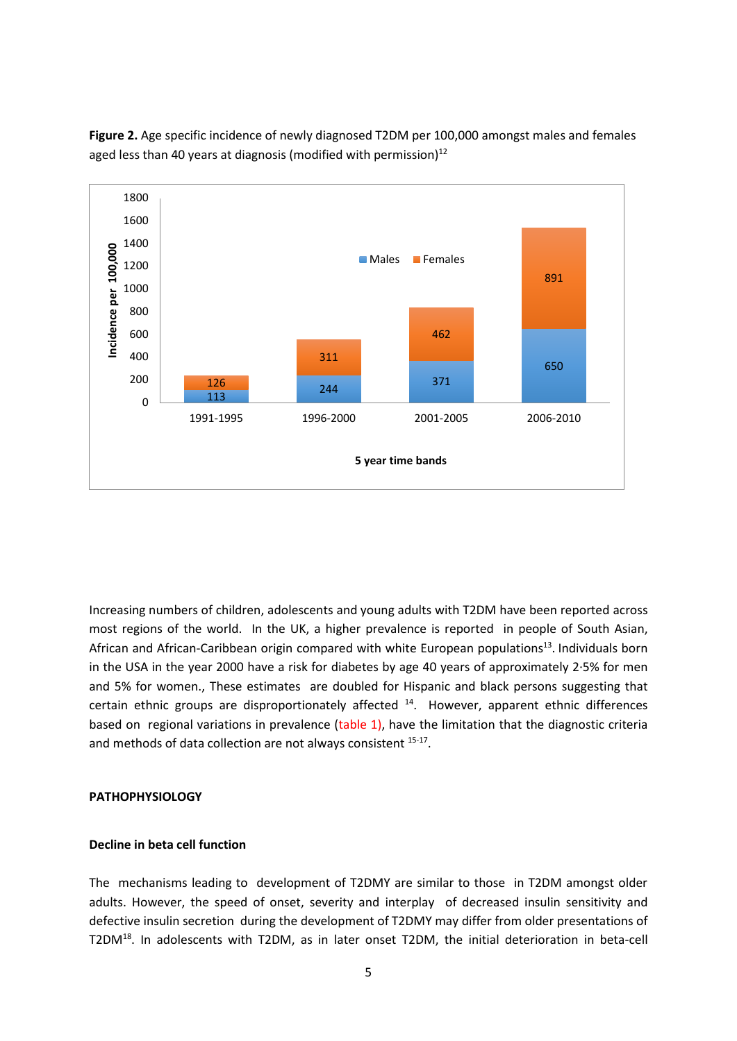**Figure 2.** Age specific incidence of newly diagnosed T2DM per 100,000 amongst males and females aged less than 40 years at diagnosis (modified with permission)[12]

| 5 year time bands | Males | Females |
|---|---|---|
| 1991-1995 | 113 | 126 |
| 1996-2000 | 244 | 311 |
| 2001-2005 | 371 | 462 |
| 2006-2010 | 650 | 891 |

Increasing numbers of children, adolescents and young adults with T2DM have been reported across most regions of the world. In the UK, a higher prevalence is reported in people of South Asian, African and African-Caribbean origin compared with white European populations[13]. Individuals born in the USA in the year 2000 have a risk for diabetes by age 40 years of approximately 2·5% for men and 5% for women., These estimates are doubled for Hispanic and black persons suggesting that certain ethnic groups are disproportionately affected [14]. However, apparent ethnic differences based on regional variations in prevalence (table 1), have the limitation that the diagnostic criteria and methods of data collection are not always consistent [15-17].

## PATHOPHYSIOLOGY

### Decline in beta cell function

The mechanisms leading to development of T2DMY are similar to those in T2DM amongst older adults. However, the speed of onset, severity and interplay of decreased insulin sensitivity and defective insulin secretion during the development of T2DMY may differ from older presentations of T2DM[18]. In adolescents with T2DM, as in later onset T2DM, the initial deterioration in beta-cell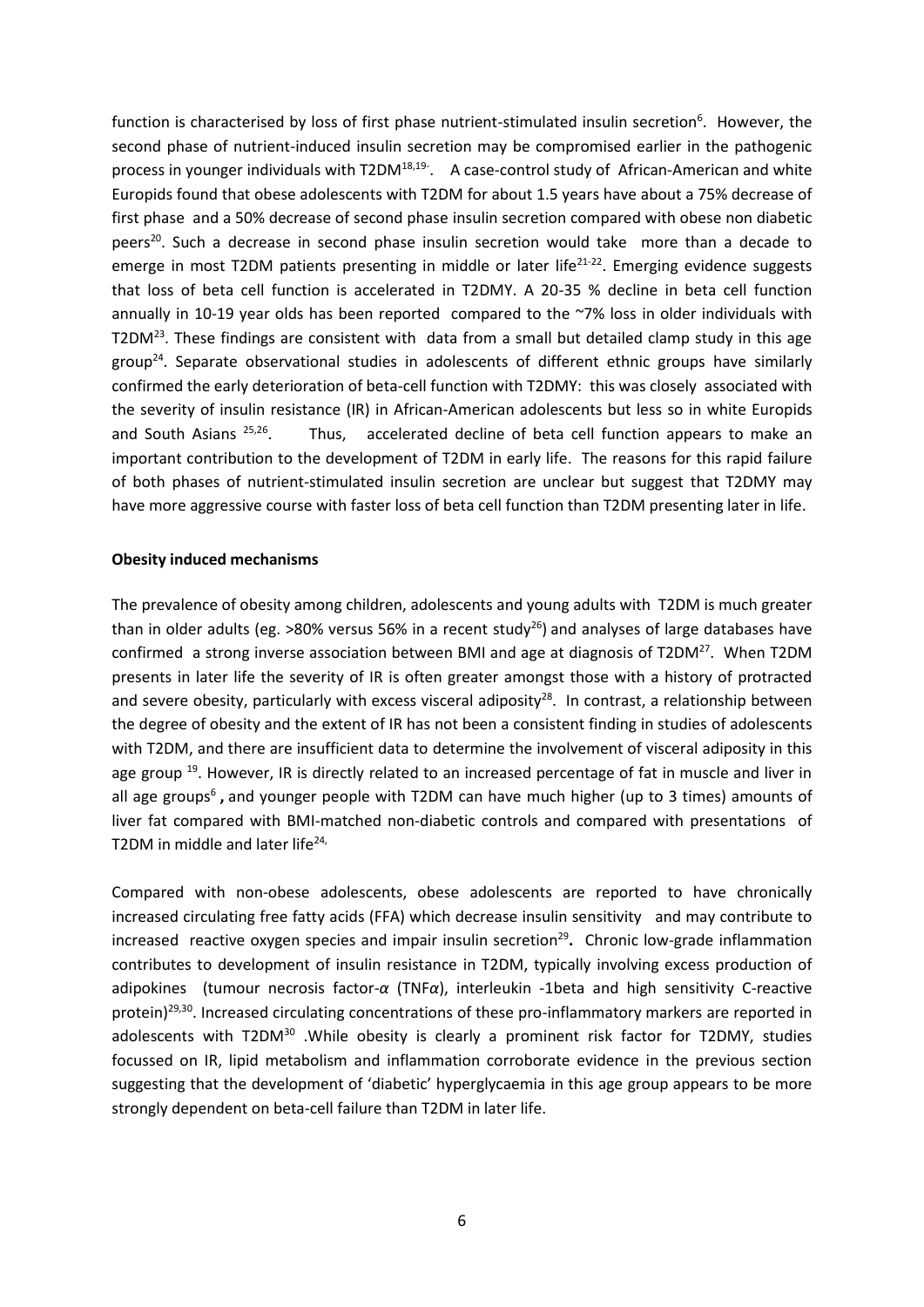function is characterised by loss of first phase nutrient-stimulated insulin secretion[6]. However, the second phase of nutrient-induced insulin secretion may be compromised earlier in the pathogenic process in younger individuals with T2DM[18,19-]. A case-control study of African-American and white Europids found that obese adolescents with T2DM for about 1.5 years have about a 75% decrease of first phase and a 50% decrease of second phase insulin secretion compared with obese non diabetic peers[20]. Such a decrease in second phase insulin secretion would take more than a decade to emerge in most T2DM patients presenting in middle or later life[21-22]. Emerging evidence suggests that loss of beta cell function is accelerated in T2DMY. A 20-35 % decline in beta cell function annually in 10-19 year olds has been reported compared to the ~7% loss in older individuals with T2DM[23]. These findings are consistent with data from a small but detailed clamp study in this age group[24]. Separate observational studies in adolescents of different ethnic groups have similarly confirmed the early deterioration of beta-cell function with T2DMY: this was closely associated with the severity of insulin resistance (IR) in African-American adolescents but less so in white Europids and South Asians [25,26]. Thus, accelerated decline of beta cell function appears to make an important contribution to the development of T2DM in early life. The reasons for this rapid failure of both phases of nutrient-stimulated insulin secretion are unclear but suggest that T2DMY may have more aggressive course with faster loss of beta cell function than T2DM presenting later in life.

**Obesity induced mechanisms**

The prevalence of obesity among children, adolescents and young adults with T2DM is much greater than in older adults (eg. >80% versus 56% in a recent study[26]) and analyses of large databases have confirmed a strong inverse association between BMI and age at diagnosis of T2DM[27]. When T2DM presents in later life the severity of IR is often greater amongst those with a history of protracted and severe obesity, particularly with excess visceral adiposity[28]. In contrast, a relationship between the degree of obesity and the extent of IR has not been a consistent finding in studies of adolescents with T2DM, and there are insufficient data to determine the involvement of visceral adiposity in this age group [19]. However, IR is directly related to an increased percentage of fat in muscle and liver in all age groups[6] **,** and younger people with T2DM can have much higher (up to 3 times) amounts of liver fat compared with BMI-matched non-diabetic controls and compared with presentations of T2DM in middle and later life[24,]

Compared with non-obese adolescents, obese adolescents are reported to have chronically increased circulating free fatty acids (FFA) which decrease insulin sensitivity and may contribute to increased reactive oxygen species and impair insulin secretion[29]**.** Chronic low-grade inflammation contributes to development of insulin resistance in T2DM, typically involving excess production of adipokines (tumour necrosis factor-$\alpha$ (TNF$\alpha$), interleukin -1beta and high sensitivity C-reactive protein)[29,30]. Increased circulating concentrations of these pro-inflammatory markers are reported in adolescents with T2DM[30] .While obesity is clearly a prominent risk factor for T2DMY, studies focussed on IR, lipid metabolism and inflammation corroborate evidence in the previous section suggesting that the development of 'diabetic' hyperglycaemia in this age group appears to be more strongly dependent on beta-cell failure than T2DM in later life.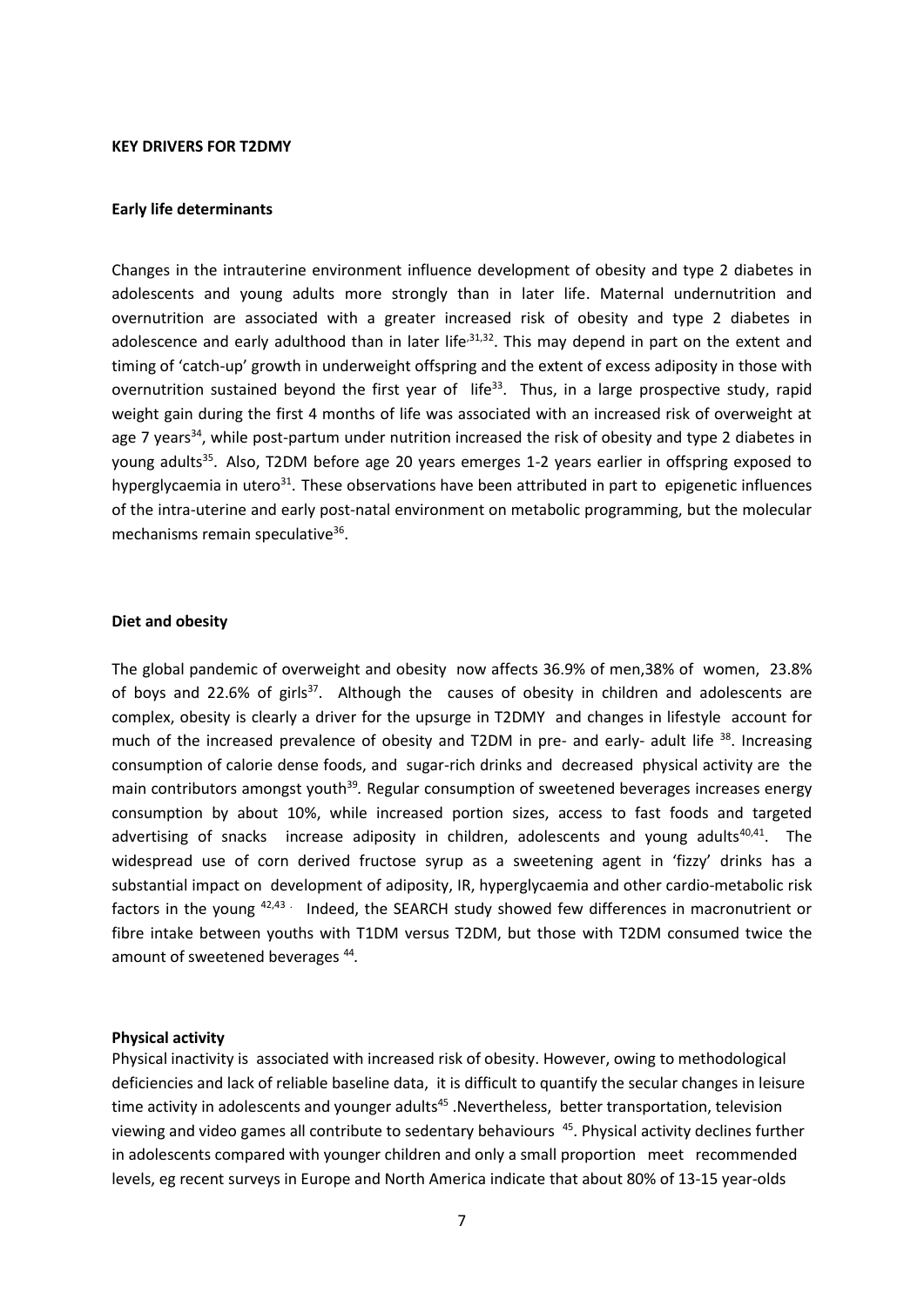**KEY DRIVERS FOR T2DMY**

**Early life determinants**

Changes in the intrauterine environment influence development of obesity and type 2 diabetes in adolescents and young adults more strongly than in later life. Maternal undernutrition and overnutrition are associated with a greater increased risk of obesity and type 2 diabetes in adolescence and early adulthood than in later life[31,32]. This may depend in part on the extent and timing of 'catch-up' growth in underweight offspring and the extent of excess adiposity in those with overnutrition sustained beyond the first year of life[33]. Thus, in a large prospective study, rapid weight gain during the first 4 months of life was associated with an increased risk of overweight at age 7 years[34], while post-partum under nutrition increased the risk of obesity and type 2 diabetes in young adults[35]. Also, T2DM before age 20 years emerges 1-2 years earlier in offspring exposed to hyperglycaemia in utero[31]. These observations have been attributed in part to epigenetic influences of the intra-uterine and early post-natal environment on metabolic programming, but the molecular mechanisms remain speculative[36].

**Diet and obesity**

The global pandemic of overweight and obesity now affects 36.9% of men,38% of women, 23.8% of boys and 22.6% of girls[37]. Although the causes of obesity in children and adolescents are complex, obesity is clearly a driver for the upsurge in T2DMY and changes in lifestyle account for much of the increased prevalence of obesity and T2DM in pre- and early- adult life [38]. Increasing consumption of calorie dense foods, and sugar-rich drinks and decreased physical activity are the main contributors amongst youth[39]. Regular consumption of sweetened beverages increases energy consumption by about 10%, while increased portion sizes, access to fast foods and targeted advertising of snacks increase adiposity in children, adolescents and young adults[40,41]. The widespread use of corn derived fructose syrup as a sweetening agent in 'fizzy' drinks has a substantial impact on development of adiposity, IR, hyperglycaemia and other cardio-metabolic risk factors in the young [42,43]. Indeed, the SEARCH study showed few differences in macronutrient or fibre intake between youths with T1DM versus T2DM, but those with T2DM consumed twice the amount of sweetened beverages [44].

**Physical activity**

Physical inactivity is associated with increased risk of obesity. However, owing to methodological deficiencies and lack of reliable baseline data, it is difficult to quantify the secular changes in leisure time activity in adolescents and younger adults[45] .Nevertheless, better transportation, television viewing and video games all contribute to sedentary behaviours [45]. Physical activity declines further in adolescents compared with younger children and only a small proportion meet recommended levels, eg recent surveys in Europe and North America indicate that about 80% of 13-15 year-olds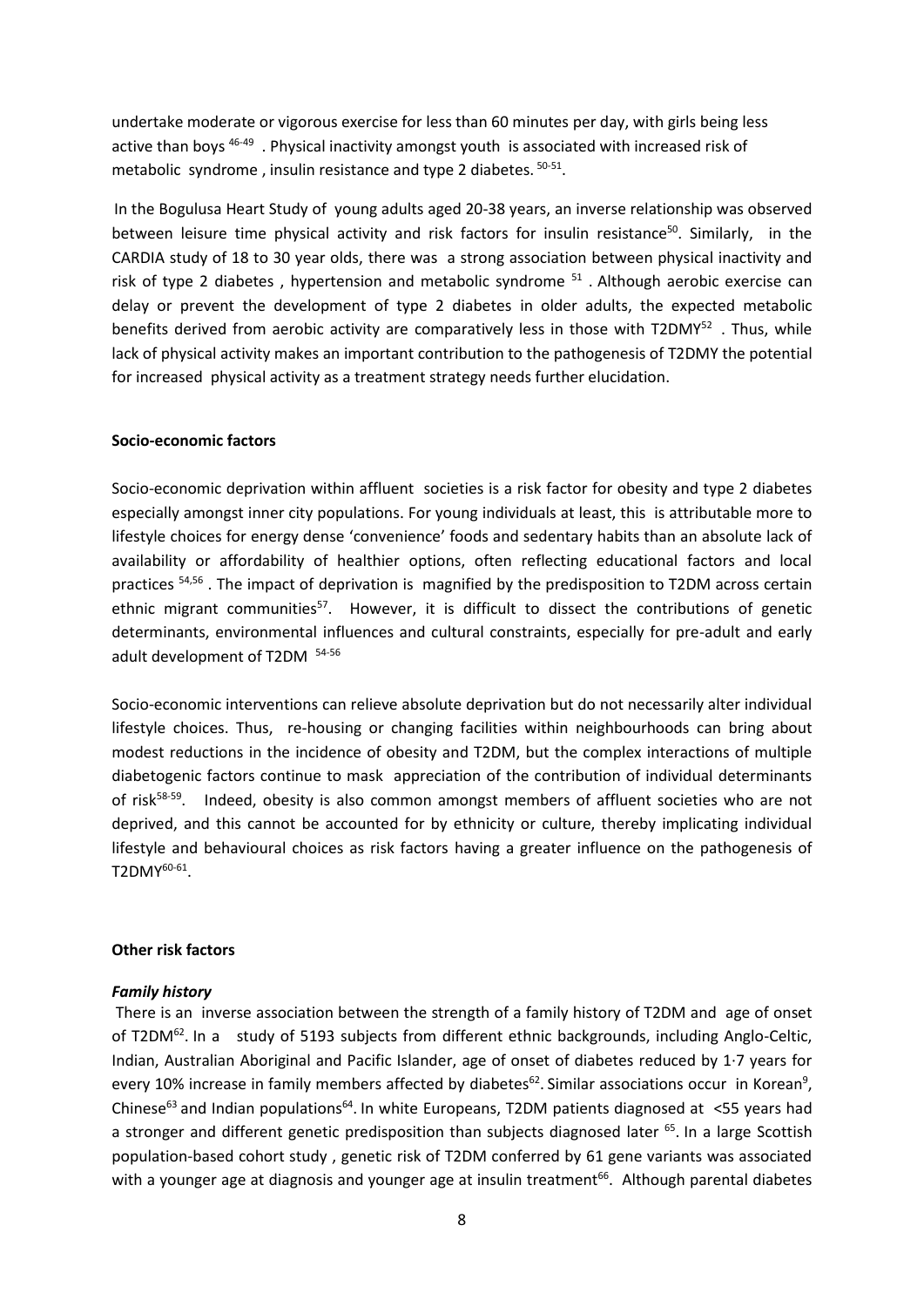undertake moderate or vigorous exercise for less than 60 minutes per day, with girls being less active than boys [46-49] . Physical inactivity amongst youth is associated with increased risk of metabolic syndrome , insulin resistance and type 2 diabetes. [50-51].

In the Bogulusa Heart Study of young adults aged 20-38 years, an inverse relationship was observed between leisure time physical activity and risk factors for insulin resistance[50]. Similarly, in the CARDIA study of 18 to 30 year olds, there was a strong association between physical inactivity and risk of type 2 diabetes , hypertension and metabolic syndrome [51] . Although aerobic exercise can delay or prevent the development of type 2 diabetes in older adults, the expected metabolic benefits derived from aerobic activity are comparatively less in those with T2DMY[52] . Thus, while lack of physical activity makes an important contribution to the pathogenesis of T2DMY the potential for increased physical activity as a treatment strategy needs further elucidation.

**Socio-economic factors**

Socio-economic deprivation within affluent societies is a risk factor for obesity and type 2 diabetes especially amongst inner city populations. For young individuals at least, this is attributable more to lifestyle choices for energy dense 'convenience' foods and sedentary habits than an absolute lack of availability or affordability of healthier options, often reflecting educational factors and local practices [54,56] . The impact of deprivation is magnified by the predisposition to T2DM across certain ethnic migrant communities[57]. However, it is difficult to dissect the contributions of genetic determinants, environmental influences and cultural constraints, especially for pre-adult and early adult development of T2DM [54-56]

Socio-economic interventions can relieve absolute deprivation but do not necessarily alter individual lifestyle choices. Thus, re-housing or changing facilities within neighbourhoods can bring about modest reductions in the incidence of obesity and T2DM, but the complex interactions of multiple diabetogenic factors continue to mask appreciation of the contribution of individual determinants of risk[58-59]. Indeed, obesity is also common amongst members of affluent societies who are not deprived, and this cannot be accounted for by ethnicity or culture, thereby implicating individual lifestyle and behavioural choices as risk factors having a greater influence on the pathogenesis of T2DMY[60-61].

**Other risk factors**

***Family history***

There is an inverse association between the strength of a family history of T2DM and age of onset of T2DM[62]. In a study of 5193 subjects from different ethnic backgrounds, including Anglo-Celtic, Indian, Australian Aboriginal and Pacific Islander, age of onset of diabetes reduced by 1·7 years for every 10% increase in family members affected by diabetes[62]. Similar associations occur in Korean[9], Chinese[63] and Indian populations[64]. In white Europeans, T2DM patients diagnosed at <55 years had a stronger and different genetic predisposition than subjects diagnosed later [65]. In a large Scottish population-based cohort study , genetic risk of T2DM conferred by 61 gene variants was associated with a younger age at diagnosis and younger age at insulin treatment[66]. Although parental diabetes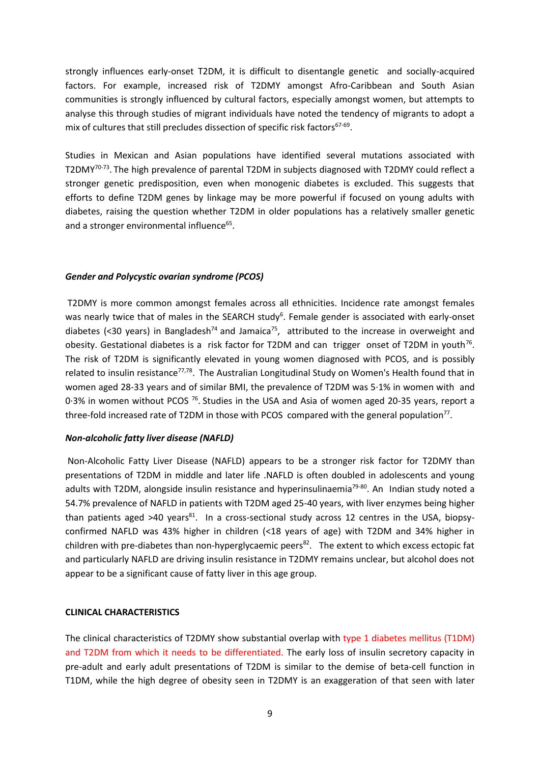strongly influences early-onset T2DM, it is difficult to disentangle genetic and socially-acquired factors. For example, increased risk of T2DMY amongst Afro-Caribbean and South Asian communities is strongly influenced by cultural factors, especially amongst women, but attempts to analyse this through studies of migrant individuals have noted the tendency of migrants to adopt a mix of cultures that still precludes dissection of specific risk factors[67-69].

Studies in Mexican and Asian populations have identified several mutations associated with T2DMY[70-73]. The high prevalence of parental T2DM in subjects diagnosed with T2DMY could reflect a stronger genetic predisposition, even when monogenic diabetes is excluded. This suggests that efforts to define T2DM genes by linkage may be more powerful if focused on young adults with diabetes, raising the question whether T2DM in older populations has a relatively smaller genetic and a stronger environmental influence[65].

### *Gender and Polycystic ovarian syndrome (PCOS)*

T2DMY is more common amongst females across all ethnicities. Incidence rate amongst females was nearly twice that of males in the SEARCH study[6]. Female gender is associated with early-onset diabetes (<30 years) in Bangladesh[74] and Jamaica[75], attributed to the increase in overweight and obesity. Gestational diabetes is a risk factor for T2DM and can trigger onset of T2DM in youth[76]. The risk of T2DM is significantly elevated in young women diagnosed with PCOS, and is possibly related to insulin resistance[77,78]. The Australian Longitudinal Study on Women's Health found that in women aged 28-33 years and of similar BMI, the prevalence of T2DM was 5·1% in women with and 0·3% in women without PCOS [76]. Studies in the USA and Asia of women aged 20-35 years, report a three-fold increased rate of T2DM in those with PCOS compared with the general population[77].

### *Non-alcoholic fatty liver disease (NAFLD)*

Non-Alcoholic Fatty Liver Disease (NAFLD) appears to be a stronger risk factor for T2DMY than presentations of T2DM in middle and later life .NAFLD is often doubled in adolescents and young adults with T2DM, alongside insulin resistance and hyperinsulinaemia[79-80]. An Indian study noted a 54.7% prevalence of NAFLD in patients with T2DM aged 25-40 years, with liver enzymes being higher than patients aged >40 years[81]. In a cross-sectional study across 12 centres in the USA, biopsy-confirmed NAFLD was 43% higher in children (<18 years of age) with T2DM and 34% higher in children with pre-diabetes than non-hyperglycaemic peers[82]. The extent to which excess ectopic fat and particularly NAFLD are driving insulin resistance in T2DMY remains unclear, but alcohol does not appear to be a significant cause of fatty liver in this age group.

## CLINICAL CHARACTERISTICS

The clinical characteristics of T2DMY show substantial overlap with type 1 diabetes mellitus (T1DM) and T2DM from which it needs to be differentiated. The early loss of insulin secretory capacity in pre-adult and early adult presentations of T2DM is similar to the demise of beta-cell function in T1DM, while the high degree of obesity seen in T2DMY is an exaggeration of that seen with later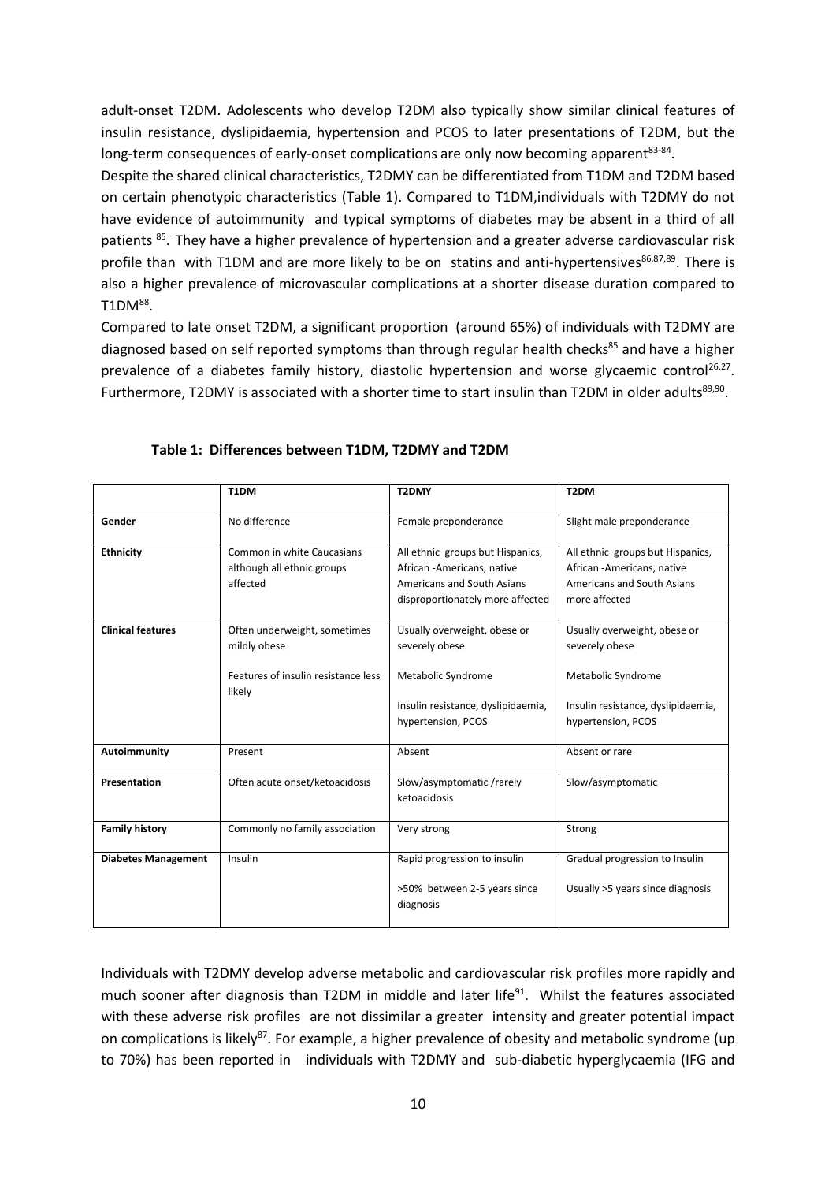adult-onset T2DM. Adolescents who develop T2DM also typically show similar clinical features of insulin resistance, dyslipidaemia, hypertension and PCOS to later presentations of T2DM, but the long-term consequences of early-onset complications are only now becoming apparent[83-84].

Despite the shared clinical characteristics, T2DMY can be differentiated from T1DM and T2DM based on certain phenotypic characteristics (Table 1). Compared to T1DM,individuals with T2DMY do not have evidence of autoimmunity and typical symptoms of diabetes may be absent in a third of all patients [85]. They have a higher prevalence of hypertension and a greater adverse cardiovascular risk profile than with T1DM and are more likely to be on statins and anti-hypertensives[86,87,89]. There is also a higher prevalence of microvascular complications at a shorter disease duration compared to T1DM[88].

Compared to late onset T2DM, a significant proportion (around 65%) of individuals with T2DMY are diagnosed based on self reported symptoms than through regular health checks[85] and have a higher prevalence of a diabetes family history, diastolic hypertension and worse glycaemic control[26,27]. Furthermore, T2DMY is associated with a shorter time to start insulin than T2DM in older adults[89,90].

**Table 1: Differences between T1DM, T2DMY and T2DM**

| | T1DM | T2DMY | T2DM |
|---|---|---|---|
| **Gender** | No difference | Female preponderance | Slight male preponderance |
| **Ethnicity** | Common in white Caucasians although all ethnic groups affected | All ethnic groups but Hispanics, African -Americans, native Americans and South Asians disproportionately more affected | All ethnic groups but Hispanics, African -Americans, native Americans and South Asians more affected |
| **Clinical features** | Often underweight, sometimes mildly obese<br><br>Features of insulin resistance less likely | Usually overweight, obese or severely obese<br><br>Metabolic Syndrome<br><br>Insulin resistance, dyslipidaemia, hypertension, PCOS | Usually overweight, obese or severely obese<br><br>Metabolic Syndrome<br><br>Insulin resistance, dyslipidaemia, hypertension, PCOS |
| **Autoimmunity** | Present | Absent | Absent or rare |
| **Presentation** | Often acute onset/ketoacidosis | Slow/asymptomatic /rarely ketoacidosis | Slow/asymptomatic |
| **Family history** | Commonly no family association | Very strong | Strong |
| **Diabetes Management** | Insulin | Rapid progression to insulin<br><br>>50% between 2-5 years since diagnosis | Gradual progression to Insulin<br><br>Usually >5 years since diagnosis |

Individuals with T2DMY develop adverse metabolic and cardiovascular risk profiles more rapidly and much sooner after diagnosis than T2DM in middle and later life[91]. Whilst the features associated with these adverse risk profiles are not dissimilar a greater intensity and greater potential impact on complications is likely[87]. For example, a higher prevalence of obesity and metabolic syndrome (up to 70%) has been reported in individuals with T2DMY and sub-diabetic hyperglycaemia (IFG and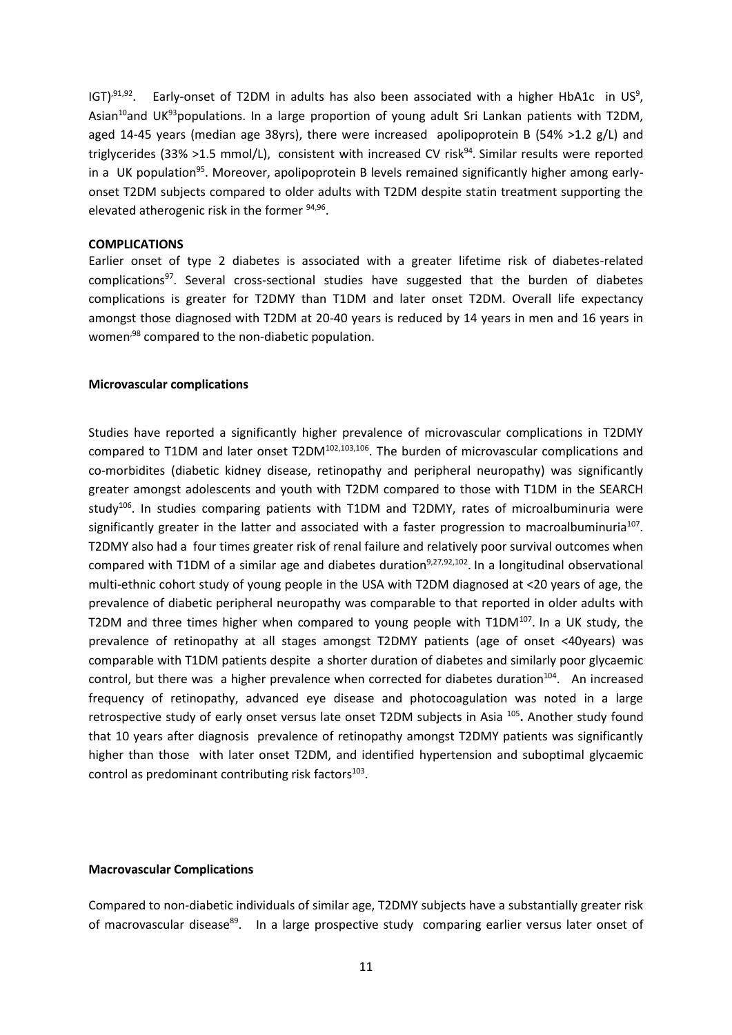IGT)[91,92]. Early-onset of T2DM in adults has also been associated with a higher HbA1c in US[9], Asian[10]and UK[93]populations. In a large proportion of young adult Sri Lankan patients with T2DM, aged 14-45 years (median age 38yrs), there were increased apolipoprotein B (54% >1.2 g/L) and triglycerides (33% >1.5 mmol/L), consistent with increased CV risk[94]. Similar results were reported in a UK population[95]. Moreover, apolipoprotein B levels remained significantly higher among early-onset T2DM subjects compared to older adults with T2DM despite statin treatment supporting the elevated atherogenic risk in the former [94,96].

## COMPLICATIONS

Earlier onset of type 2 diabetes is associated with a greater lifetime risk of diabetes-related complications[97]. Several cross-sectional studies have suggested that the burden of diabetes complications is greater for T2DMY than T1DM and later onset T2DM. Overall life expectancy amongst those diagnosed with T2DM at 20-40 years is reduced by 14 years in men and 16 years in women[98] compared to the non-diabetic population.

### Microvascular complications

Studies have reported a significantly higher prevalence of microvascular complications in T2DMY compared to T1DM and later onset T2DM[102,103,106]. The burden of microvascular complications and co-morbidites (diabetic kidney disease, retinopathy and peripheral neuropathy) was significantly greater amongst adolescents and youth with T2DM compared to those with T1DM in the SEARCH study[106]. In studies comparing patients with T1DM and T2DMY, rates of microalbuminuria were significantly greater in the latter and associated with a faster progression to macroalbuminuria[107]. T2DMY also had a four times greater risk of renal failure and relatively poor survival outcomes when compared with T1DM of a similar age and diabetes duration[9,27,92,102]. In a longitudinal observational multi-ethnic cohort study of young people in the USA with T2DM diagnosed at <20 years of age, the prevalence of diabetic peripheral neuropathy was comparable to that reported in older adults with T2DM and three times higher when compared to young people with T1DM[107]. In a UK study, the prevalence of retinopathy at all stages amongst T2DMY patients (age of onset <40years) was comparable with T1DM patients despite a shorter duration of diabetes and similarly poor glycaemic control, but there was a higher prevalence when corrected for diabetes duration[104]. An increased frequency of retinopathy, advanced eye disease and photocoagulation was noted in a large retrospective study of early onset versus late onset T2DM subjects in Asia [105]**.** Another study found that 10 years after diagnosis prevalence of retinopathy amongst T2DMY patients was significantly higher than those with later onset T2DM, and identified hypertension and suboptimal glycaemic control as predominant contributing risk factors[103].

### Macrovascular Complications

Compared to non-diabetic individuals of similar age, T2DMY subjects have a substantially greater risk of macrovascular disease[89]. In a large prospective study comparing earlier versus later onset of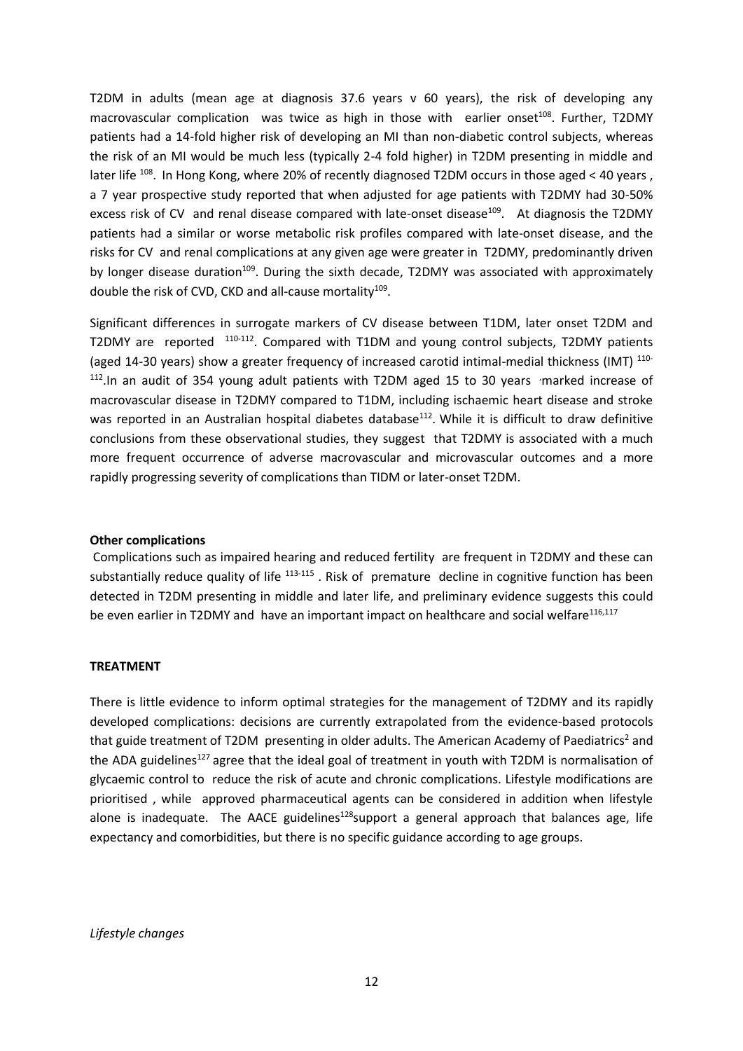T2DM in adults (mean age at diagnosis 37.6 years v 60 years), the risk of developing any macrovascular complication was twice as high in those with earlier onset[108]. Further, T2DMY patients had a 14-fold higher risk of developing an MI than non-diabetic control subjects, whereas the risk of an MI would be much less (typically 2-4 fold higher) in T2DM presenting in middle and later life [108]. In Hong Kong, where 20% of recently diagnosed T2DM occurs in those aged < 40 years, a 7 year prospective study reported that when adjusted for age patients with T2DMY had 30-50% excess risk of CV and renal disease compared with late-onset disease[109]. At diagnosis the T2DMY patients had a similar or worse metabolic risk profiles compared with late-onset disease, and the risks for CV and renal complications at any given age were greater in T2DMY, predominantly driven by longer disease duration[109]. During the sixth decade, T2DMY was associated with approximately double the risk of CVD, CKD and all-cause mortality[109].

Significant differences in surrogate markers of CV disease between T1DM, later onset T2DM and T2DMY are reported [110-112]. Compared with T1DM and young control subjects, T2DMY patients (aged 14-30 years) show a greater frequency of increased carotid intimal-medial thickness (IMT) [110-112]. In an audit of 354 young adult patients with T2DM aged 15 to 30 years ,marked increase of macrovascular disease in T2DMY compared to T1DM, including ischaemic heart disease and stroke was reported in an Australian hospital diabetes database[112]. While it is difficult to draw definitive conclusions from these observational studies, they suggest that T2DMY is associated with a much more frequent occurrence of adverse macrovascular and microvascular outcomes and a more rapidly progressing severity of complications than TIDM or later-onset T2DM.

**Other complications**

Complications such as impaired hearing and reduced fertility are frequent in T2DMY and these can substantially reduce quality of life [113-115]. Risk of premature decline in cognitive function has been detected in T2DM presenting in middle and later life, and preliminary evidence suggests this could be even earlier in T2DMY and have an important impact on healthcare and social welfare[116,117]

**TREATMENT**

There is little evidence to inform optimal strategies for the management of T2DMY and its rapidly developed complications: decisions are currently extrapolated from the evidence-based protocols that guide treatment of T2DM presenting in older adults. The American Academy of Paediatrics[2] and the ADA guidelines[127] agree that the ideal goal of treatment in youth with T2DM is normalisation of glycaemic control to reduce the risk of acute and chronic complications. Lifestyle modifications are prioritised , while approved pharmaceutical agents can be considered in addition when lifestyle alone is inadequate. The AACE guidelines[128] support a general approach that balances age, life expectancy and comorbidities, but there is no specific guidance according to age groups.

*Lifestyle changes*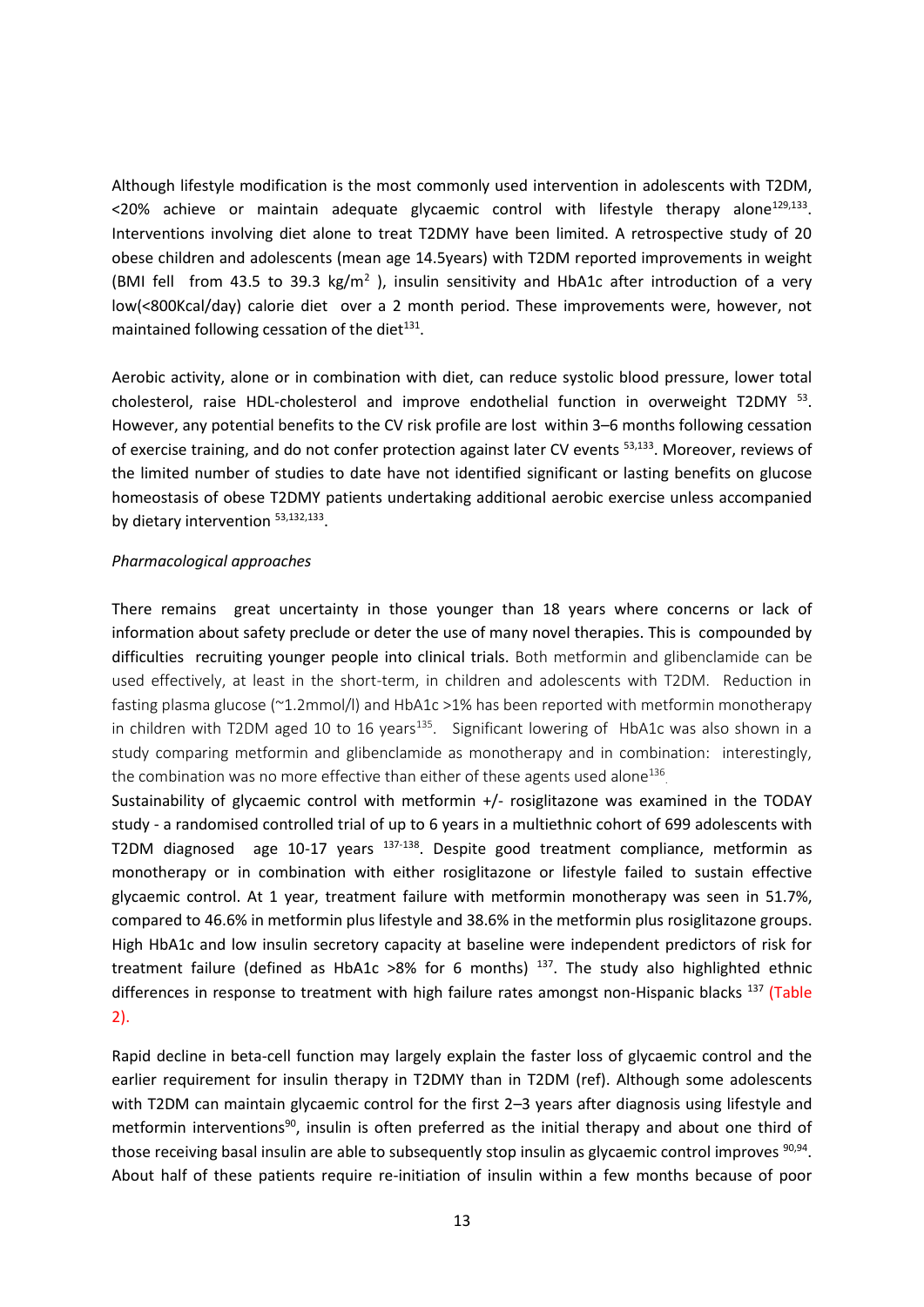Although lifestyle modification is the most commonly used intervention in adolescents with T2DM, <20% achieve or maintain adequate glycaemic control with lifestyle therapy alone[129,133]. Interventions involving diet alone to treat T2DMY have been limited. A retrospective study of 20 obese children and adolescents (mean age 14.5years) with T2DM reported improvements in weight (BMI fell from 43.5 to 39.3 kg/m$^2$ ), insulin sensitivity and HbA1c after introduction of a very low(<800Kcal/day) calorie diet over a 2 month period. These improvements were, however, not maintained following cessation of the diet[131].

Aerobic activity, alone or in combination with diet, can reduce systolic blood pressure, lower total cholesterol, raise HDL-cholesterol and improve endothelial function in overweight T2DMY [53]. However, any potential benefits to the CV risk profile are lost within 3–6 months following cessation of exercise training, and do not confer protection against later CV events [53,133]. Moreover, reviews of the limited number of studies to date have not identified significant or lasting benefits on glucose homeostasis of obese T2DMY patients undertaking additional aerobic exercise unless accompanied by dietary intervention [53,132,133].

*Pharmacological approaches*

There remains great uncertainty in those younger than 18 years where concerns or lack of information about safety preclude or deter the use of many novel therapies. This is compounded by difficulties recruiting younger people into clinical trials. Both metformin and glibenclamide can be used effectively, at least in the short-term, in children and adolescents with T2DM. Reduction in fasting plasma glucose (~1.2mmol/l) and HbA1c >1% has been reported with metformin monotherapy in children with T2DM aged 10 to 16 years[135]. Significant lowering of HbA1c was also shown in a study comparing metformin and glibenclamide as monotherapy and in combination: interestingly, the combination was no more effective than either of these agents used alone[136].

Sustainability of glycaemic control with metformin +/- rosiglitazone was examined in the TODAY study - a randomised controlled trial of up to 6 years in a multiethnic cohort of 699 adolescents with T2DM diagnosed age 10-17 years [137-138]. Despite good treatment compliance, metformin as monotherapy or in combination with either rosiglitazone or lifestyle failed to sustain effective glycaemic control. At 1 year, treatment failure with metformin monotherapy was seen in 51.7%, compared to 46.6% in metformin plus lifestyle and 38.6% in the metformin plus rosiglitazone groups. High HbA1c and low insulin secretory capacity at baseline were independent predictors of risk for treatment failure (defined as HbA1c >8% for 6 months) [137]. The study also highlighted ethnic differences in response to treatment with high failure rates amongst non-Hispanic blacks [137] (Table 2).

Rapid decline in beta-cell function may largely explain the faster loss of glycaemic control and the earlier requirement for insulin therapy in T2DMY than in T2DM (ref). Although some adolescents with T2DM can maintain glycaemic control for the first 2–3 years after diagnosis using lifestyle and metformin interventions[90], insulin is often preferred as the initial therapy and about one third of those receiving basal insulin are able to subsequently stop insulin as glycaemic control improves [90,94]. About half of these patients require re-initiation of insulin within a few months because of poor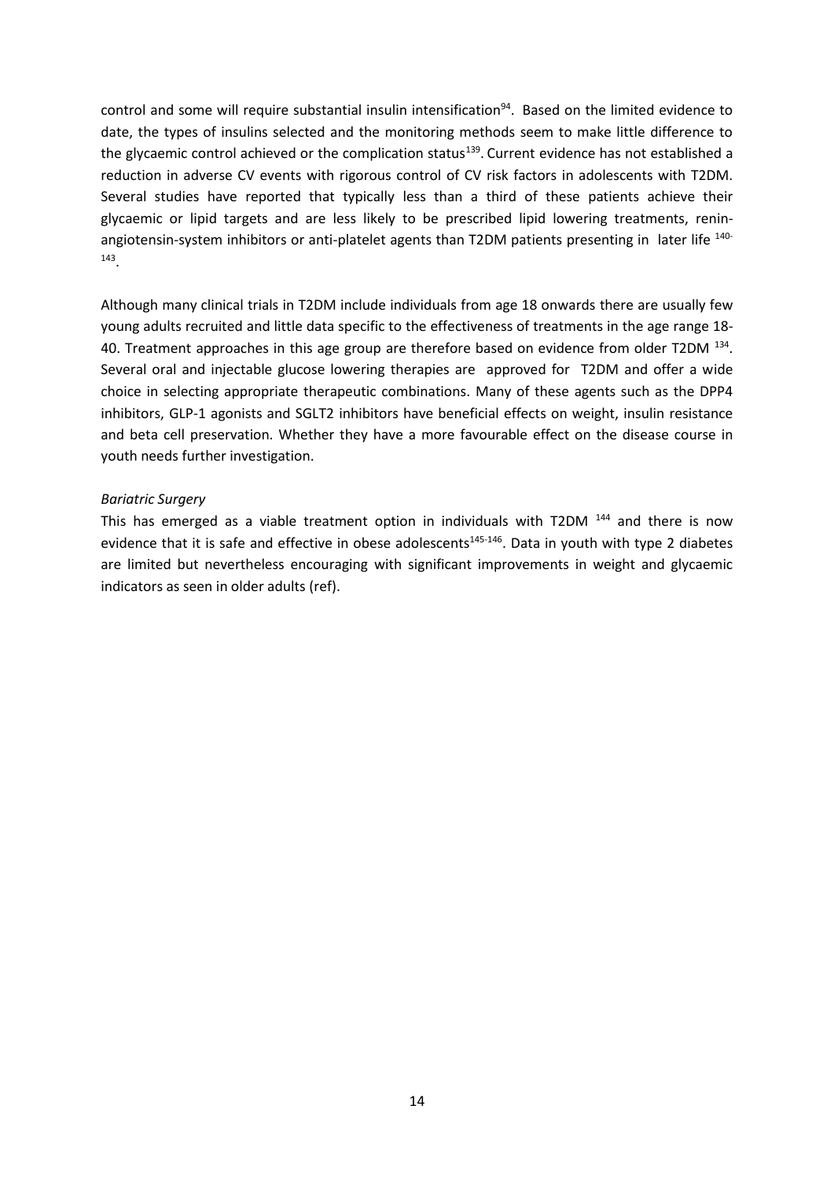control and some will require substantial insulin intensification[94]. Based on the limited evidence to date, the types of insulins selected and the monitoring methods seem to make little difference to the glycaemic control achieved or the complication status[139]. Current evidence has not established a reduction in adverse CV events with rigorous control of CV risk factors in adolescents with T2DM. Several studies have reported that typically less than a third of these patients achieve their glycaemic or lipid targets and are less likely to be prescribed lipid lowering treatments, renin-angiotensin-system inhibitors or anti-platelet agents than T2DM patients presenting in later life [140-143].

Although many clinical trials in T2DM include individuals from age 18 onwards there are usually few young adults recruited and little data specific to the effectiveness of treatments in the age range 18-40. Treatment approaches in this age group are therefore based on evidence from older T2DM [134]. Several oral and injectable glucose lowering therapies are approved for T2DM and offer a wide choice in selecting appropriate therapeutic combinations. Many of these agents such as the DPP4 inhibitors, GLP-1 agonists and SGLT2 inhibitors have beneficial effects on weight, insulin resistance and beta cell preservation. Whether they have a more favourable effect on the disease course in youth needs further investigation.

*Bariatric Surgery*

This has emerged as a viable treatment option in individuals with T2DM [144] and there is now evidence that it is safe and effective in obese adolescents[145-146]. Data in youth with type 2 diabetes are limited but nevertheless encouraging with significant improvements in weight and glycaemic indicators as seen in older adults (ref).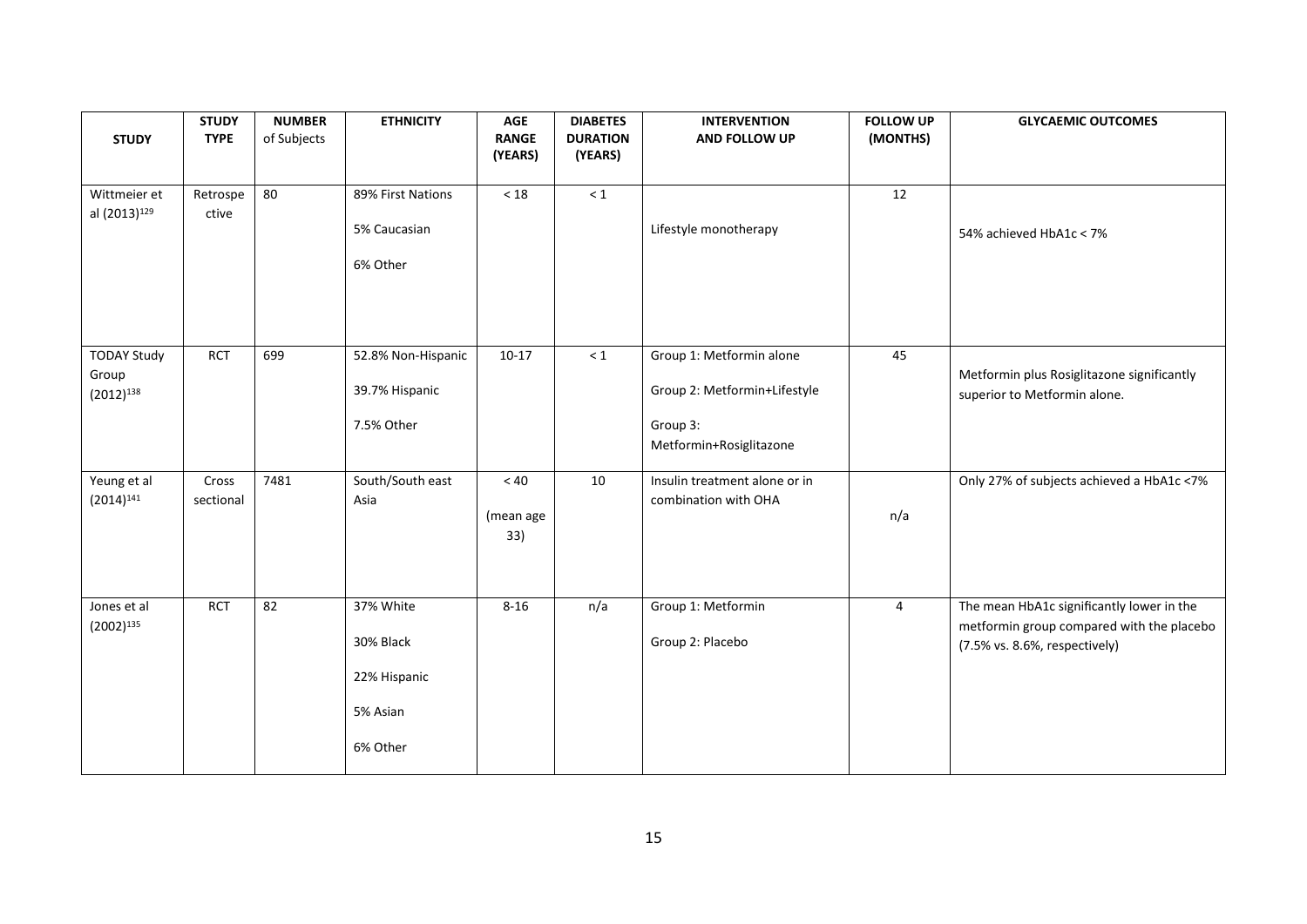| STUDY | STUDY TYPE | NUMBER of Subjects | ETHNICITY | AGE RANGE (YEARS) | DIABETES DURATION (YEARS) | INTERVENTION AND FOLLOW UP | FOLLOW UP (MONTHS) | GLYCAEMIC OUTCOMES |
|---|---|---|---|---|---|---|---|---|
| Wittmeier et al (2013)[129] | Retrospective | 80 | 89% First Nations<br>5% Caucasian<br>6% Other | < 18 | < 1 | Lifestyle monotherapy | 12 | 54% achieved HbA1c < 7% |
| TODAY Study Group (2012)[138] | RCT | 699 | 52.8% Non-Hispanic<br>39.7% Hispanic<br>7.5% Other | 10-17 | < 1 | Group 1: Metformin alone<br>Group 2: Metformin+Lifestyle<br>Group 3: Metformin+Rosiglitazone | 45 | Metformin plus Rosiglitazone significantly superior to Metformin alone. |
| Yeung et al (2014)[141] | Cross sectional | 7481 | South/South east Asia | < 40<br>(mean age 33) | 10 | Insulin treatment alone or in combination with OHA | n/a | Only 27% of subjects achieved a HbA1c <7% |
| Jones et al (2002)[135] | RCT | 82 | 37% White<br>30% Black<br>22% Hispanic<br>5% Asian<br>6% Other | 8-16 | n/a | Group 1: Metformin<br>Group 2: Placebo | 4 | The mean HbA1c significantly lower in the metformin group compared with the placebo (7.5% vs. 8.6%, respectively) |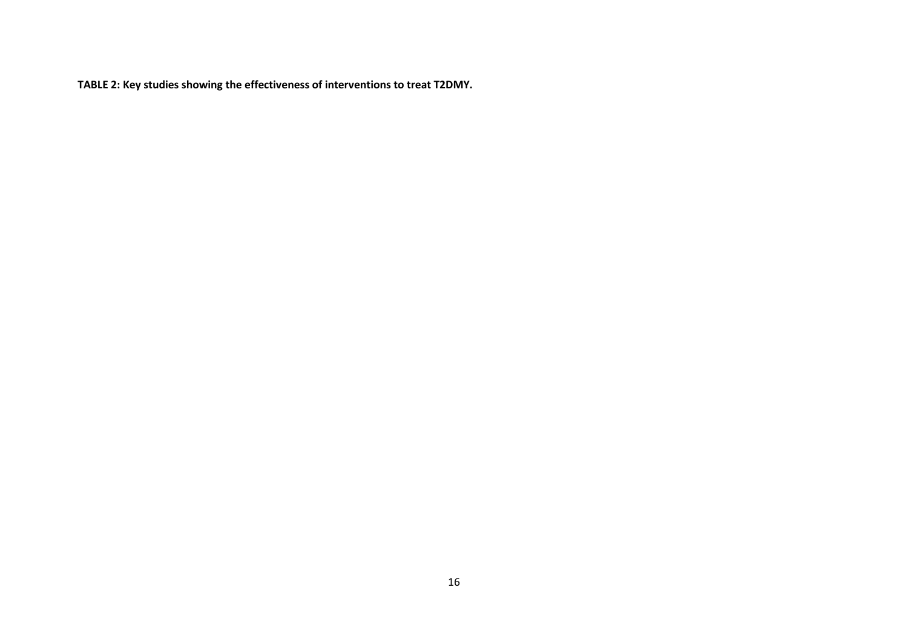**TABLE 2: Key studies showing the effectiveness of interventions to treat T2DMY.**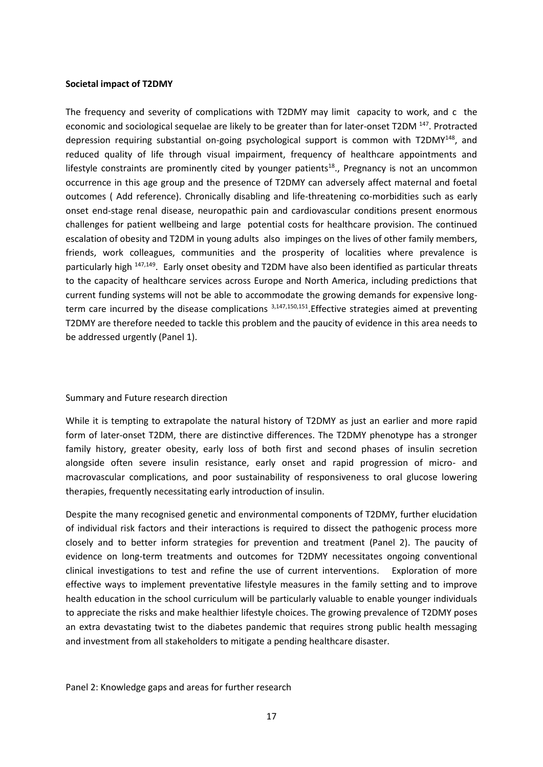**Societal impact of T2DMY**

The frequency and severity of complications with T2DMY may limit capacity to work, and c the economic and sociological sequelae are likely to be greater than for later-onset T2DM [147]. Protracted depression requiring substantial on-going psychological support is common with T2DMY[148], and reduced quality of life through visual impairment, frequency of healthcare appointments and lifestyle constraints are prominently cited by younger patients[18]., Pregnancy is not an uncommon occurrence in this age group and the presence of T2DMY can adversely affect maternal and foetal outcomes ( Add reference). Chronically disabling and life-threatening co-morbidities such as early onset end-stage renal disease, neuropathic pain and cardiovascular conditions present enormous challenges for patient wellbeing and large potential costs for healthcare provision. The continued escalation of obesity and T2DM in young adults also impinges on the lives of other family members, friends, work colleagues, communities and the prosperity of localities where prevalence is particularly high [147,149]. Early onset obesity and T2DM have also been identified as particular threats to the capacity of healthcare services across Europe and North America, including predictions that current funding systems will not be able to accommodate the growing demands for expensive long-term care incurred by the disease complications [3,147,150,151].Effective strategies aimed at preventing T2DMY are therefore needed to tackle this problem and the paucity of evidence in this area needs to be addressed urgently (Panel 1).

Summary and Future research direction

While it is tempting to extrapolate the natural history of T2DMY as just an earlier and more rapid form of later-onset T2DM, there are distinctive differences. The T2DMY phenotype has a stronger family history, greater obesity, early loss of both first and second phases of insulin secretion alongside often severe insulin resistance, early onset and rapid progression of micro- and macrovascular complications, and poor sustainability of responsiveness to oral glucose lowering therapies, frequently necessitating early introduction of insulin.

Despite the many recognised genetic and environmental components of T2DMY, further elucidation of individual risk factors and their interactions is required to dissect the pathogenic process more closely and to better inform strategies for prevention and treatment (Panel 2). The paucity of evidence on long-term treatments and outcomes for T2DMY necessitates ongoing conventional clinical investigations to test and refine the use of current interventions. Exploration of more effective ways to implement preventative lifestyle measures in the family setting and to improve health education in the school curriculum will be particularly valuable to enable younger individuals to appreciate the risks and make healthier lifestyle choices. The growing prevalence of T2DMY poses an extra devastating twist to the diabetes pandemic that requires strong public health messaging and investment from all stakeholders to mitigate a pending healthcare disaster.

Panel 2: Knowledge gaps and areas for further research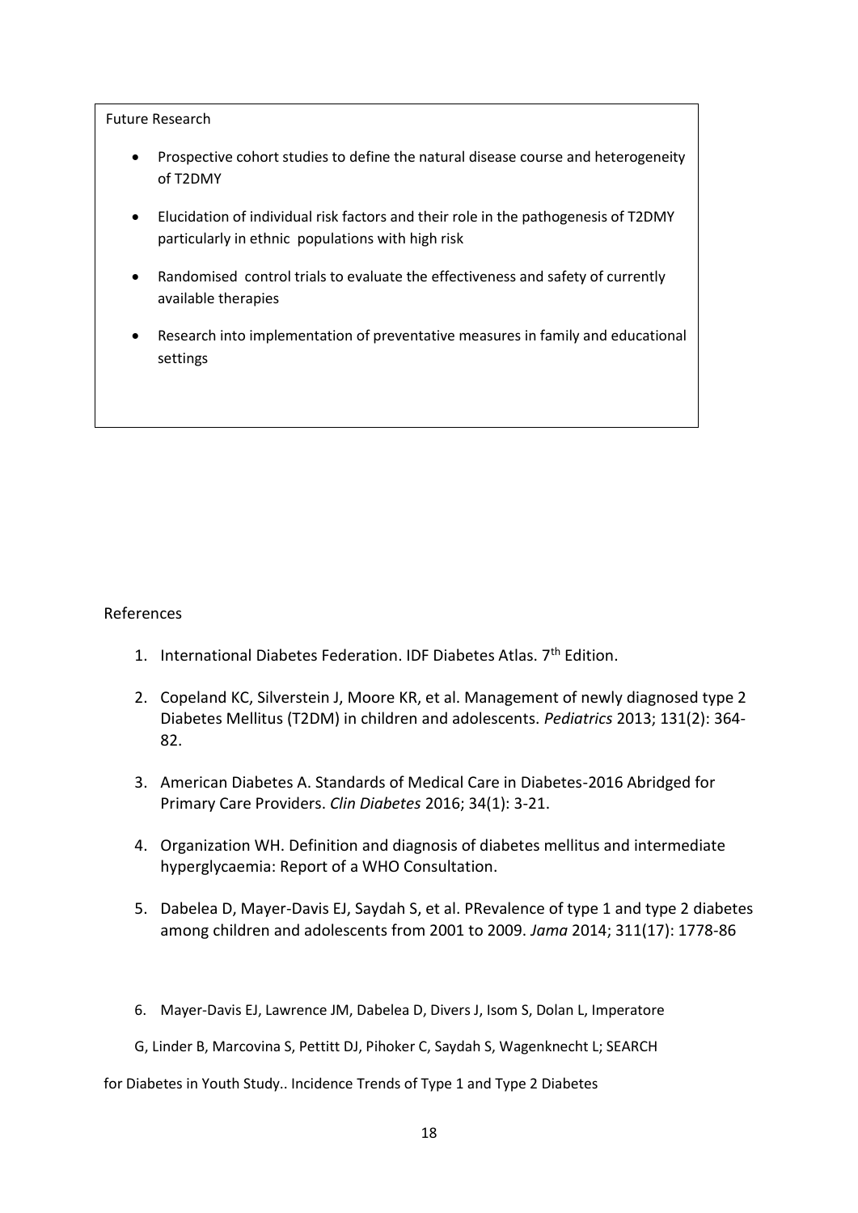Future Research

- Prospective cohort studies to define the natural disease course and heterogeneity of T2DMY
- Elucidation of individual risk factors and their role in the pathogenesis of T2DMY particularly in ethnic populations with high risk
- Randomised control trials to evaluate the effectiveness and safety of currently available therapies
- Research into implementation of preventative measures in family and educational settings

References

1. International Diabetes Federation. IDF Diabetes Atlas. 7th Edition.
2. Copeland KC, Silverstein J, Moore KR, et al. Management of newly diagnosed type 2 Diabetes Mellitus (T2DM) in children and adolescents. *Pediatrics* 2013; 131(2): 364-82.
3. American Diabetes A. Standards of Medical Care in Diabetes-2016 Abridged for Primary Care Providers. *Clin Diabetes* 2016; 34(1): 3-21.
4. Organization WH. Definition and diagnosis of diabetes mellitus and intermediate hyperglycaemia: Report of a WHO Consultation.
5. Dabelea D, Mayer-Davis EJ, Saydah S, et al. PRevalence of type 1 and type 2 diabetes among children and adolescents from 2001 to 2009. *Jama* 2014; 311(17): 1778-86
6. Mayer-Davis EJ, Lawrence JM, Dabelea D, Divers J, Isom S, Dolan L, Imperatore G, Linder B, Marcovina S, Pettitt DJ, Pihoker C, Saydah S, Wagenknecht L; SEARCH for Diabetes in Youth Study.. Incidence Trends of Type 1 and Type 2 Diabetes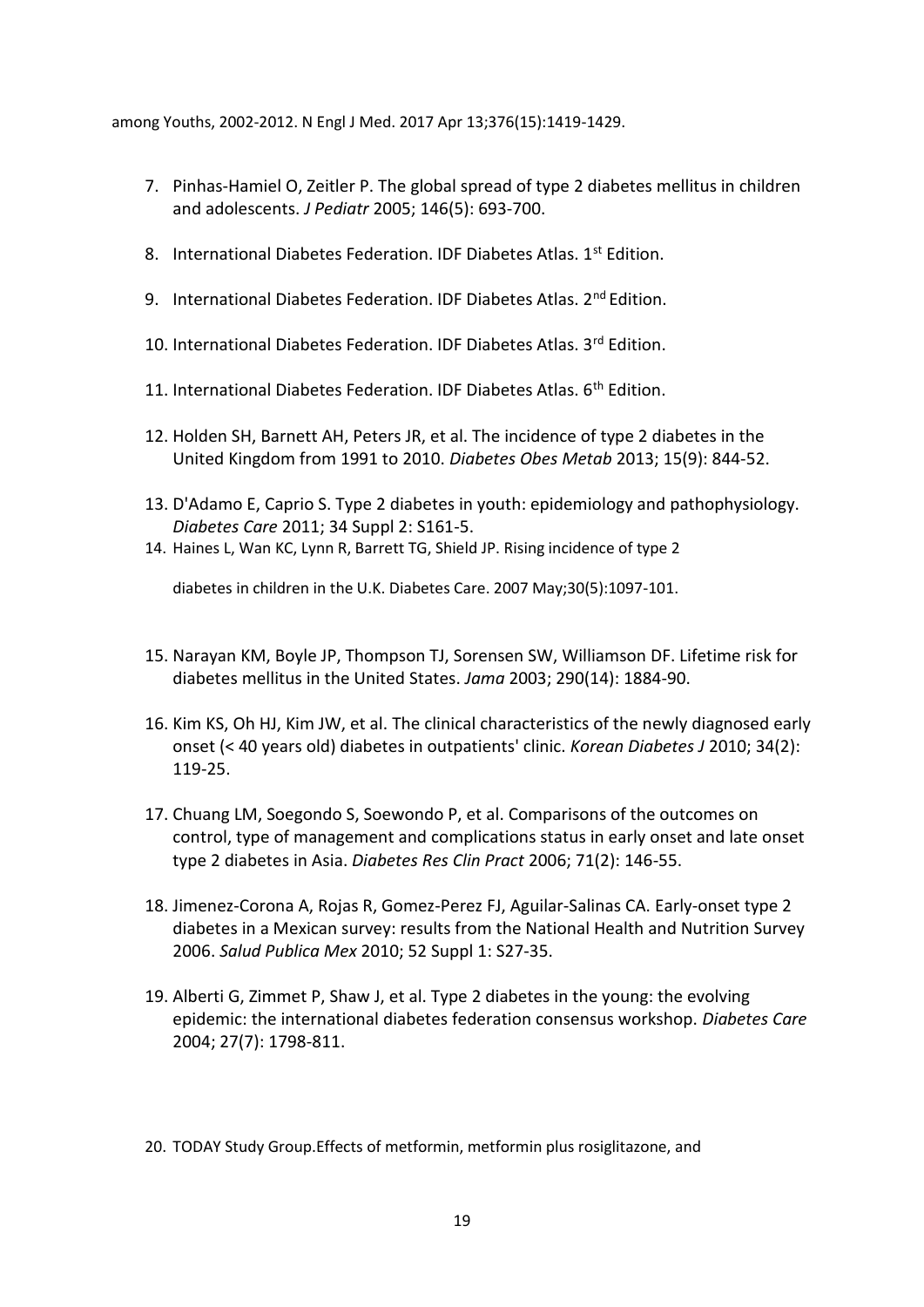among Youths, 2002-2012. N Engl J Med. 2017 Apr 13;376(15):1419-1429.

7. Pinhas-Hamiel O, Zeitler P. The global spread of type 2 diabetes mellitus in children and adolescents. *J Pediatr* 2005; 146(5): 693-700.

8. International Diabetes Federation. IDF Diabetes Atlas. 1st Edition.

9. International Diabetes Federation. IDF Diabetes Atlas. 2nd Edition.

10. International Diabetes Federation. IDF Diabetes Atlas. 3rd Edition.

11. International Diabetes Federation. IDF Diabetes Atlas. 6th Edition.

12. Holden SH, Barnett AH, Peters JR, et al. The incidence of type 2 diabetes in the United Kingdom from 1991 to 2010. *Diabetes Obes Metab* 2013; 15(9): 844-52.

13. D'Adamo E, Caprio S. Type 2 diabetes in youth: epidemiology and pathophysiology. *Diabetes Care* 2011; 34 Suppl 2: S161-5.

14. Haines L, Wan KC, Lynn R, Barrett TG, Shield JP. Rising incidence of type 2 diabetes in children in the U.K. Diabetes Care. 2007 May;30(5):1097-101.

15. Narayan KM, Boyle JP, Thompson TJ, Sorensen SW, Williamson DF. Lifetime risk for diabetes mellitus in the United States. *Jama* 2003; 290(14): 1884-90.

16. Kim KS, Oh HJ, Kim JW, et al. The clinical characteristics of the newly diagnosed early onset (< 40 years old) diabetes in outpatients' clinic. *Korean Diabetes J* 2010; 34(2): 119-25.

17. Chuang LM, Soegondo S, Soewondo P, et al. Comparisons of the outcomes on control, type of management and complications status in early onset and late onset type 2 diabetes in Asia. *Diabetes Res Clin Pract* 2006; 71(2): 146-55.

18. Jimenez-Corona A, Rojas R, Gomez-Perez FJ, Aguilar-Salinas CA. Early-onset type 2 diabetes in a Mexican survey: results from the National Health and Nutrition Survey 2006. *Salud Publica Mex* 2010; 52 Suppl 1: S27-35.

19. Alberti G, Zimmet P, Shaw J, et al. Type 2 diabetes in the young: the evolving epidemic: the international diabetes federation consensus workshop. *Diabetes Care* 2004; 27(7): 1798-811.

20. TODAY Study Group.Effects of metformin, metformin plus rosiglitazone, and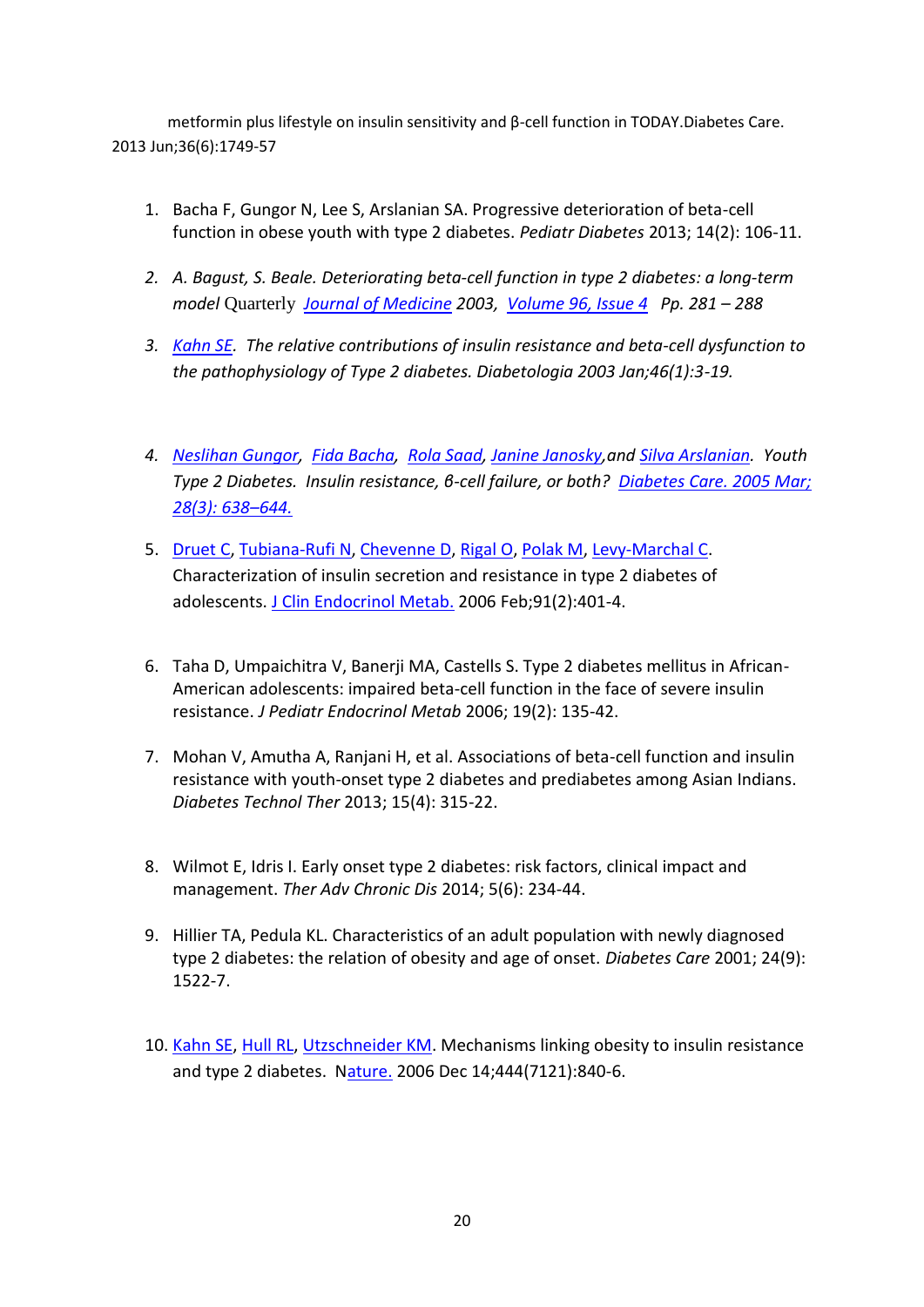metformin plus lifestyle on insulin sensitivity and β-cell function in TODAY.Diabetes Care. 2013 Jun;36(6):1749-57

1. Bacha F, Gungor N, Lee S, Arslanian SA. Progressive deterioration of beta-cell function in obese youth with type 2 diabetes. *Pediatr Diabetes* 2013; 14(2): 106-11.
2. *A. Bagust, S. Beale. Deteriorating beta-cell function in type 2 diabetes: a long-term model* Quarterly *Journal of Medicine 2003, Volume 96, Issue 4 Pp. 281 – 288*
3. *Kahn SE. The relative contributions of insulin resistance and beta-cell dysfunction to the pathophysiology of Type 2 diabetes. Diabetologia 2003 Jan;46(1):3-19.*
4. *Neslihan Gungor, Fida Bacha, Rola Saad, Janine Janosky,and Silva Arslanian. Youth Type 2 Diabetes. Insulin resistance, β-cell failure, or both? Diabetes Care. 2005 Mar; 28(3): 638–644.*
5. Druet C, Tubiana-Rufi N, Chevenne D, Rigal O, Polak M, Levy-Marchal C. Characterization of insulin secretion and resistance in type 2 diabetes of adolescents. J Clin Endocrinol Metab. 2006 Feb;91(2):401-4.
6. Taha D, Umpaichitra V, Banerji MA, Castells S. Type 2 diabetes mellitus in African-American adolescents: impaired beta-cell function in the face of severe insulin resistance. *J Pediatr Endocrinol Metab* 2006; 19(2): 135-42.
7. Mohan V, Amutha A, Ranjani H, et al. Associations of beta-cell function and insulin resistance with youth-onset type 2 diabetes and prediabetes among Asian Indians. *Diabetes Technol Ther* 2013; 15(4): 315-22.
8. Wilmot E, Idris I. Early onset type 2 diabetes: risk factors, clinical impact and management. *Ther Adv Chronic Dis* 2014; 5(6): 234-44.
9. Hillier TA, Pedula KL. Characteristics of an adult population with newly diagnosed type 2 diabetes: the relation of obesity and age of onset. *Diabetes Care* 2001; 24(9): 1522-7.
10. Kahn SE, Hull RL, Utzschneider KM. Mechanisms linking obesity to insulin resistance and type 2 diabetes. Nature. 2006 Dec 14;444(7121):840-6.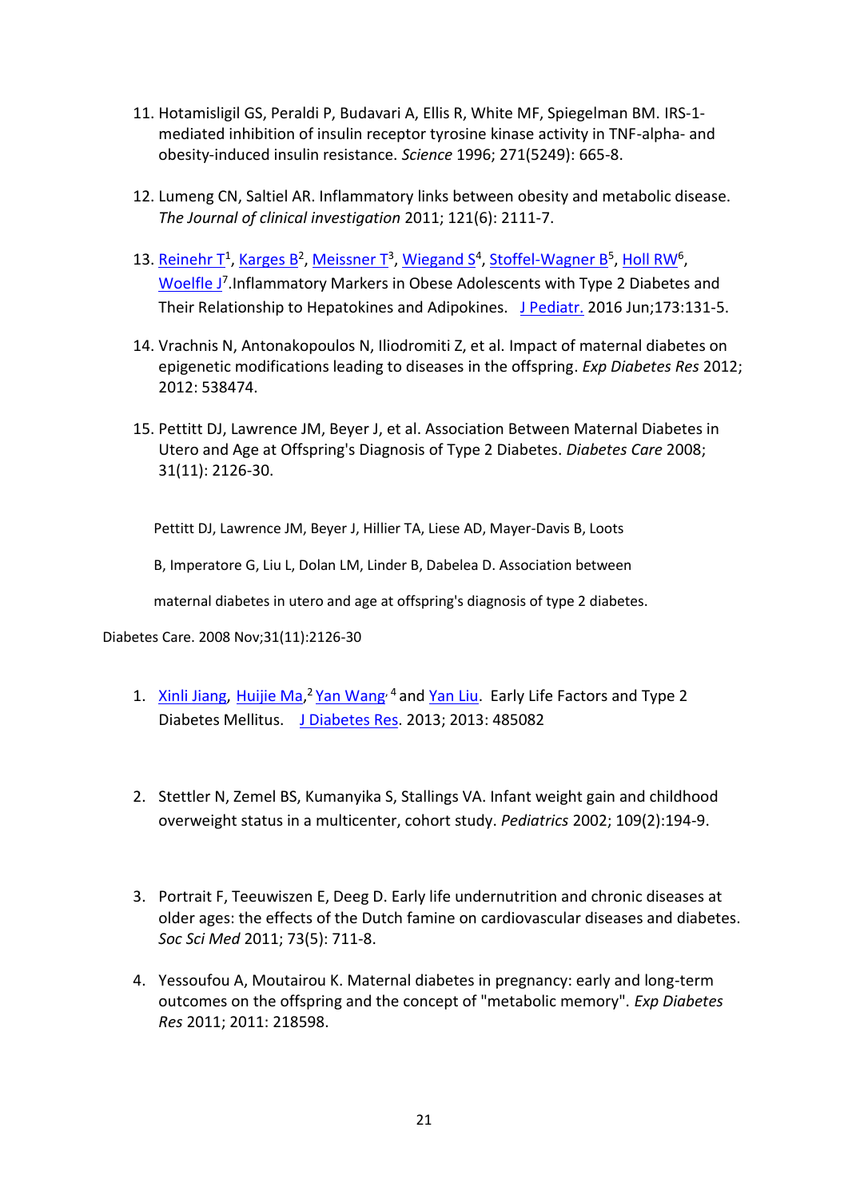11. Hotamisligil GS, Peraldi P, Budavari A, Ellis R, White MF, Spiegelman BM. IRS-1-mediated inhibition of insulin receptor tyrosine kinase activity in TNF-alpha- and obesity-induced insulin resistance. *Science* 1996; 271(5249): 665-8.

12. Lumeng CN, Saltiel AR. Inflammatory links between obesity and metabolic disease. *The Journal of clinical investigation* 2011; 121(6): 2111-7.

13. Reinehr T[1], Karges B[2], Meissner T[3], Wiegand S[4], Stoffel-Wagner B[5], Holl RW[6], Woelfle J[7].Inflammatory Markers in Obese Adolescents with Type 2 Diabetes and Their Relationship to Hepatokines and Adipokines. J Pediatr. 2016 Jun;173:131-5.

14. Vrachnis N, Antonakopoulos N, Iliodromiti Z, et al. Impact of maternal diabetes on epigenetic modifications leading to diseases in the offspring. *Exp Diabetes Res* 2012; 2012: 538474.

15. Pettitt DJ, Lawrence JM, Beyer J, et al. Association Between Maternal Diabetes in Utero and Age at Offspring's Diagnosis of Type 2 Diabetes. *Diabetes Care* 2008; 31(11): 2126-30.

Pettitt DJ, Lawrence JM, Beyer J, Hillier TA, Liese AD, Mayer-Davis B, Loots B, Imperatore G, Liu L, Dolan LM, Linder B, Dabelea D. Association between maternal diabetes in utero and age at offspring's diagnosis of type 2 diabetes.

Diabetes Care. 2008 Nov;31(11):2126-30

1. Xinli Jiang, Huijie Ma,[2] Yan Wang,[4] and Yan Liu. Early Life Factors and Type 2 Diabetes Mellitus. J Diabetes Res. 2013; 2013: 485082

2. Stettler N, Zemel BS, Kumanyika S, Stallings VA. Infant weight gain and childhood overweight status in a multicenter, cohort study. *Pediatrics* 2002; 109(2):194-9.

3. Portrait F, Teeuwiszen E, Deeg D. Early life undernutrition and chronic diseases at older ages: the effects of the Dutch famine on cardiovascular diseases and diabetes. *Soc Sci Med* 2011; 73(5): 711-8.

4. Yessoufou A, Moutairou K. Maternal diabetes in pregnancy: early and long-term outcomes on the offspring and the concept of "metabolic memory". *Exp Diabetes Res* 2011; 2011: 218598.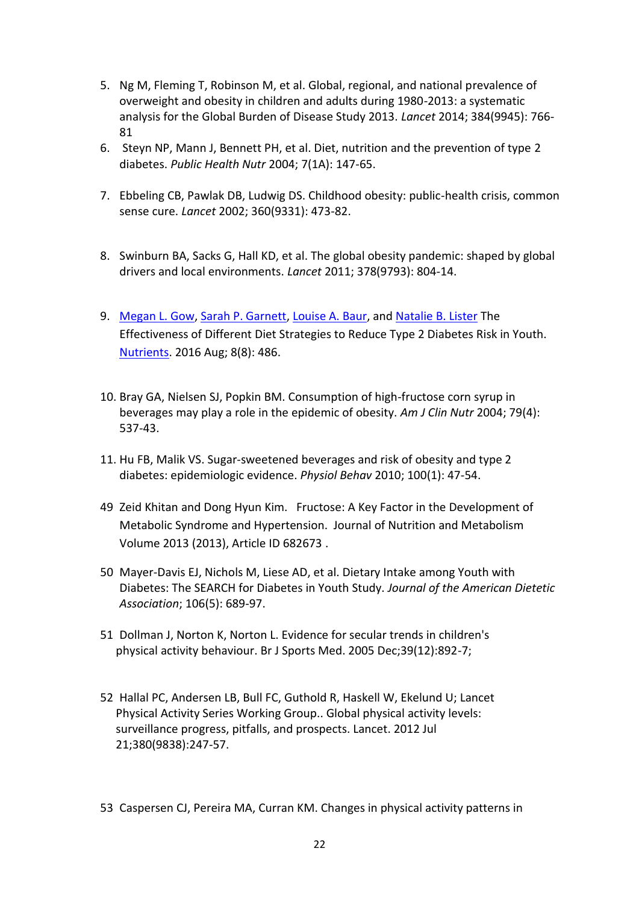5. Ng M, Fleming T, Robinson M, et al. Global, regional, and national prevalence of overweight and obesity in children and adults during 1980-2013: a systematic analysis for the Global Burden of Disease Study 2013. *Lancet* 2014; 384(9945): 766-81
6. Steyn NP, Mann J, Bennett PH, et al. Diet, nutrition and the prevention of type 2 diabetes. *Public Health Nutr* 2004; 7(1A): 147-65.
7. Ebbeling CB, Pawlak DB, Ludwig DS. Childhood obesity: public-health crisis, common sense cure. *Lancet* 2002; 360(9331): 473-82.
8. Swinburn BA, Sacks G, Hall KD, et al. The global obesity pandemic: shaped by global drivers and local environments. *Lancet* 2011; 378(9793): 804-14.
9. Megan L. Gow, Sarah P. Garnett, Louise A. Baur, and Natalie B. Lister The Effectiveness of Different Diet Strategies to Reduce Type 2 Diabetes Risk in Youth. Nutrients. 2016 Aug; 8(8): 486.
10. Bray GA, Nielsen SJ, Popkin BM. Consumption of high-fructose corn syrup in beverages may play a role in the epidemic of obesity. *Am J Clin Nutr* 2004; 79(4): 537-43.
11. Hu FB, Malik VS. Sugar-sweetened beverages and risk of obesity and type 2 diabetes: epidemiologic evidence. *Physiol Behav* 2010; 100(1): 47-54.

49 Zeid Khitan and Dong Hyun Kim. Fructose: A Key Factor in the Development of Metabolic Syndrome and Hypertension. Journal of Nutrition and Metabolism Volume 2013 (2013), Article ID 682673 .

50 Mayer-Davis EJ, Nichols M, Liese AD, et al. Dietary Intake among Youth with Diabetes: The SEARCH for Diabetes in Youth Study. *Journal of the American Dietetic Association*; 106(5): 689-97.

51 Dollman J, Norton K, Norton L. Evidence for secular trends in children's physical activity behaviour. Br J Sports Med. 2005 Dec;39(12):892-7;

52 Hallal PC, Andersen LB, Bull FC, Guthold R, Haskell W, Ekelund U; Lancet Physical Activity Series Working Group.. Global physical activity levels: surveillance progress, pitfalls, and prospects. Lancet. 2012 Jul 21;380(9838):247-57.

53 Caspersen CJ, Pereira MA, Curran KM. Changes in physical activity patterns in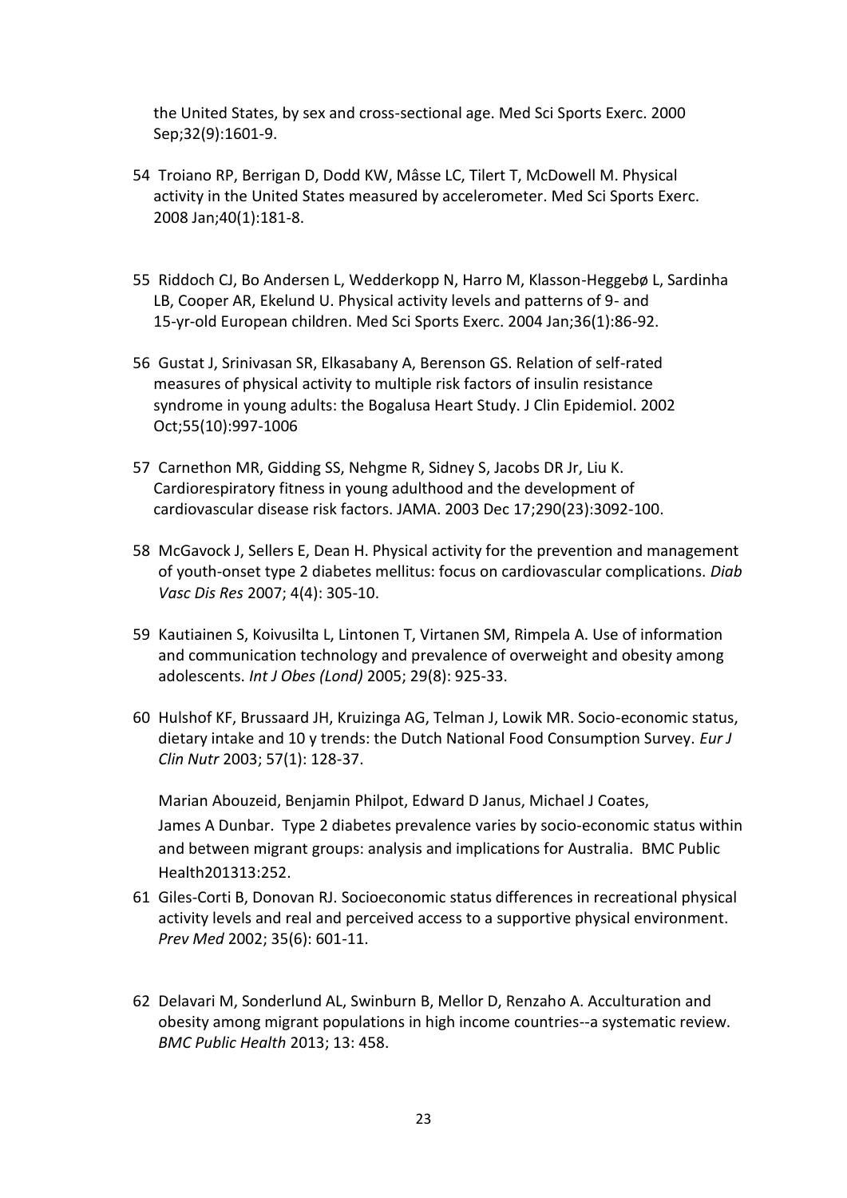the United States, by sex and cross-sectional age. Med Sci Sports Exerc. 2000 Sep;32(9):1601-9.

54 Troiano RP, Berrigan D, Dodd KW, Mâsse LC, Tilert T, McDowell M. Physical activity in the United States measured by accelerometer. Med Sci Sports Exerc. 2008 Jan;40(1):181-8.

55 Riddoch CJ, Bo Andersen L, Wedderkopp N, Harro M, Klasson-Heggebø L, Sardinha LB, Cooper AR, Ekelund U. Physical activity levels and patterns of 9- and 15-yr-old European children. Med Sci Sports Exerc. 2004 Jan;36(1):86-92.

56 Gustat J, Srinivasan SR, Elkasabany A, Berenson GS. Relation of self-rated measures of physical activity to multiple risk factors of insulin resistance syndrome in young adults: the Bogalusa Heart Study. J Clin Epidemiol. 2002 Oct;55(10):997-1006

57 Carnethon MR, Gidding SS, Nehgme R, Sidney S, Jacobs DR Jr, Liu K. Cardiorespiratory fitness in young adulthood and the development of cardiovascular disease risk factors. JAMA. 2003 Dec 17;290(23):3092-100.

58 McGavock J, Sellers E, Dean H. Physical activity for the prevention and management of youth-onset type 2 diabetes mellitus: focus on cardiovascular complications. *Diab Vasc Dis Res* 2007; 4(4): 305-10.

59 Kautiainen S, Koivusilta L, Lintonen T, Virtanen SM, Rimpela A. Use of information and communication technology and prevalence of overweight and obesity among adolescents. *Int J Obes (Lond)* 2005; 29(8): 925-33.

60 Hulshof KF, Brussaard JH, Kruizinga AG, Telman J, Lowik MR. Socio-economic status, dietary intake and 10 y trends: the Dutch National Food Consumption Survey. *Eur J Clin Nutr* 2003; 57(1): 128-37.

Marian Abouzeid, Benjamin Philpot, Edward D Janus, Michael J Coates, James A Dunbar. Type 2 diabetes prevalence varies by socio-economic status within and between migrant groups: analysis and implications for Australia. BMC Public Health201313:252.

61 Giles-Corti B, Donovan RJ. Socioeconomic status differences in recreational physical activity levels and real and perceived access to a supportive physical environment. *Prev Med* 2002; 35(6): 601-11.

62 Delavari M, Sonderlund AL, Swinburn B, Mellor D, Renzaho A. Acculturation and obesity among migrant populations in high income countries--a systematic review. *BMC Public Health* 2013; 13: 458.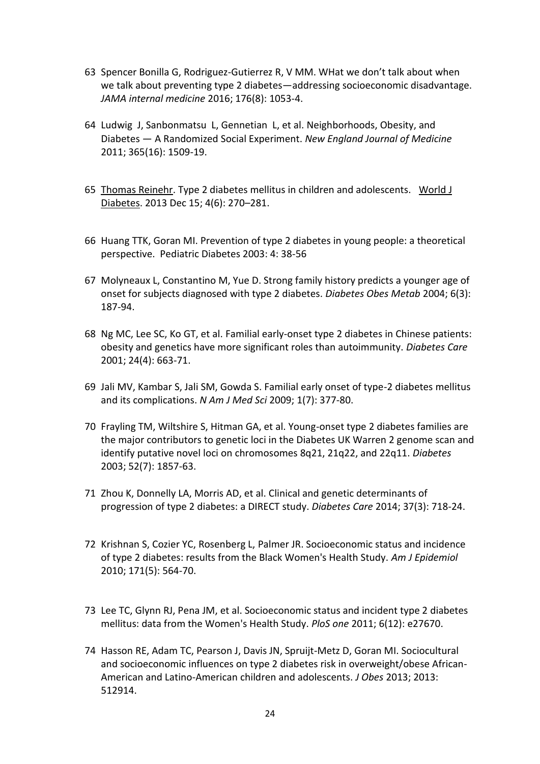63 Spencer Bonilla G, Rodriguez-Gutierrez R, V MM. WHat we don't talk about when we talk about preventing type 2 diabetes—addressing socioeconomic disadvantage. *JAMA internal medicine* 2016; 176(8): 1053-4.

64 Ludwig J, Sanbonmatsu L, Gennetian L, et al. Neighborhoods, Obesity, and Diabetes — A Randomized Social Experiment. *New England Journal of Medicine* 2011; 365(16): 1509-19.

65 Thomas Reinehr. Type 2 diabetes mellitus in children and adolescents. World J Diabetes. 2013 Dec 15; 4(6): 270–281.

66 Huang TTK, Goran MI. Prevention of type 2 diabetes in young people: a theoretical perspective. Pediatric Diabetes 2003: 4: 38-56

67 Molyneaux L, Constantino M, Yue D. Strong family history predicts a younger age of onset for subjects diagnosed with type 2 diabetes. *Diabetes Obes Metab* 2004; 6(3): 187-94.

68 Ng MC, Lee SC, Ko GT, et al. Familial early-onset type 2 diabetes in Chinese patients: obesity and genetics have more significant roles than autoimmunity. *Diabetes Care* 2001; 24(4): 663-71.

69 Jali MV, Kambar S, Jali SM, Gowda S. Familial early onset of type-2 diabetes mellitus and its complications. *N Am J Med Sci* 2009; 1(7): 377-80.

70 Frayling TM, Wiltshire S, Hitman GA, et al. Young-onset type 2 diabetes families are the major contributors to genetic loci in the Diabetes UK Warren 2 genome scan and identify putative novel loci on chromosomes 8q21, 21q22, and 22q11. *Diabetes* 2003; 52(7): 1857-63.

71 Zhou K, Donnelly LA, Morris AD, et al. Clinical and genetic determinants of progression of type 2 diabetes: a DIRECT study. *Diabetes Care* 2014; 37(3): 718-24.

72 Krishnan S, Cozier YC, Rosenberg L, Palmer JR. Socioeconomic status and incidence of type 2 diabetes: results from the Black Women's Health Study. *Am J Epidemiol* 2010; 171(5): 564-70.

73 Lee TC, Glynn RJ, Pena JM, et al. Socioeconomic status and incident type 2 diabetes mellitus: data from the Women's Health Study. *PloS one* 2011; 6(12): e27670.

74 Hasson RE, Adam TC, Pearson J, Davis JN, Spruijt-Metz D, Goran MI. Sociocultural and socioeconomic influences on type 2 diabetes risk in overweight/obese African-American and Latino-American children and adolescents. *J Obes* 2013; 2013: 512914.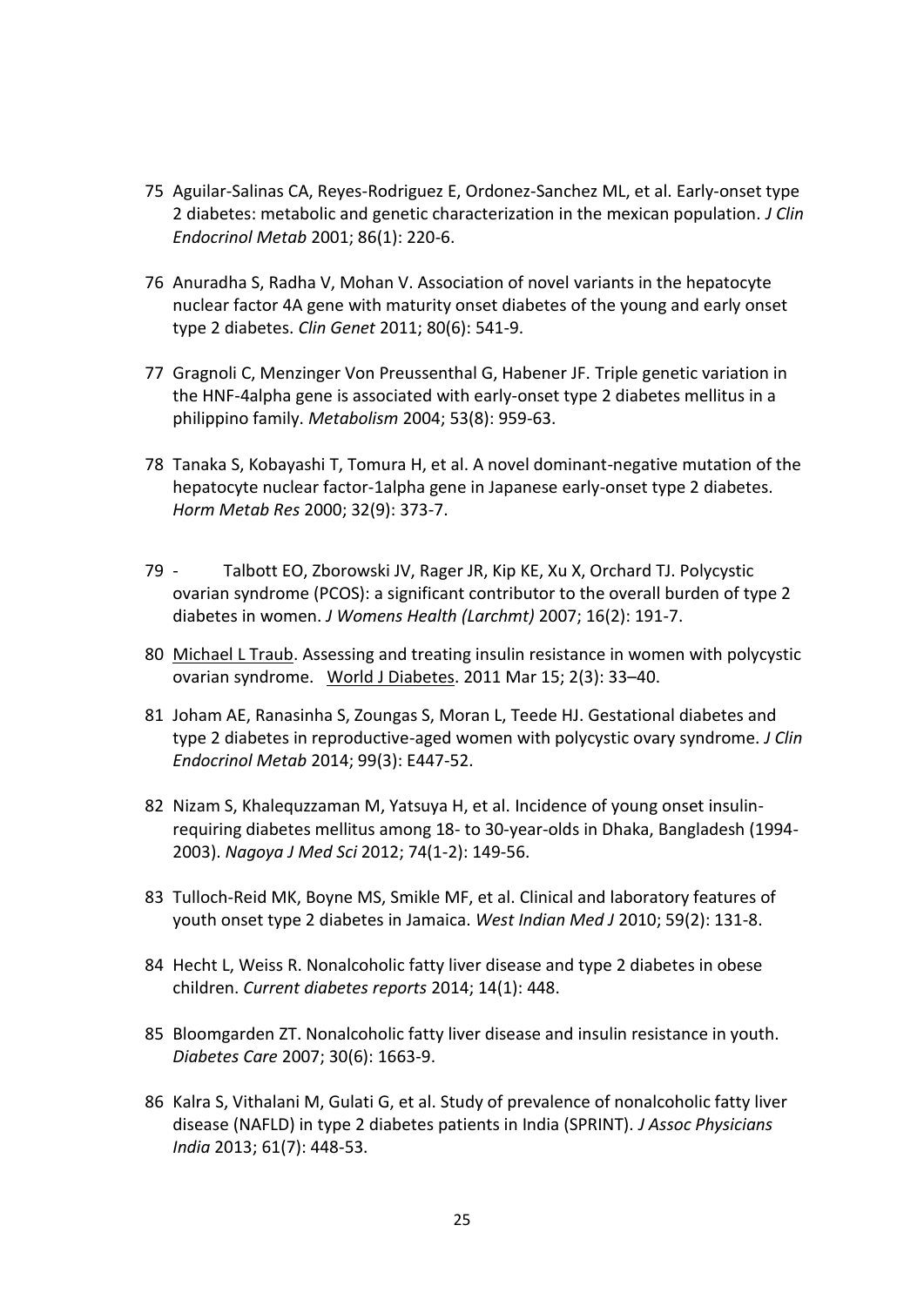75 Aguilar-Salinas CA, Reyes-Rodriguez E, Ordonez-Sanchez ML, et al. Early-onset type 2 diabetes: metabolic and genetic characterization in the mexican population. *J Clin Endocrinol Metab* 2001; 86(1): 220-6.

76 Anuradha S, Radha V, Mohan V. Association of novel variants in the hepatocyte nuclear factor 4A gene with maturity onset diabetes of the young and early onset type 2 diabetes. *Clin Genet* 2011; 80(6): 541-9.

77 Gragnoli C, Menzinger Von Preussenthal G, Habener JF. Triple genetic variation in the HNF-4alpha gene is associated with early-onset type 2 diabetes mellitus in a philippino family. *Metabolism* 2004; 53(8): 959-63.

78 Tanaka S, Kobayashi T, Tomura H, et al. A novel dominant-negative mutation of the hepatocyte nuclear factor-1alpha gene in Japanese early-onset type 2 diabetes. *Horm Metab Res* 2000; 32(9): 373-7.

79 - Talbott EO, Zborowski JV, Rager JR, Kip KE, Xu X, Orchard TJ. Polycystic ovarian syndrome (PCOS): a significant contributor to the overall burden of type 2 diabetes in women. *J Womens Health (Larchmt)* 2007; 16(2): 191-7.

80 Michael L Traub. Assessing and treating insulin resistance in women with polycystic ovarian syndrome. World J Diabetes. 2011 Mar 15; 2(3): 33–40.

81 Joham AE, Ranasinha S, Zoungas S, Moran L, Teede HJ. Gestational diabetes and type 2 diabetes in reproductive-aged women with polycystic ovary syndrome. *J Clin Endocrinol Metab* 2014; 99(3): E447-52.

82 Nizam S, Khalequzzaman M, Yatsuya H, et al. Incidence of young onset insulin-requiring diabetes mellitus among 18- to 30-year-olds in Dhaka, Bangladesh (1994-2003). *Nagoya J Med Sci* 2012; 74(1-2): 149-56.

83 Tulloch-Reid MK, Boyne MS, Smikle MF, et al. Clinical and laboratory features of youth onset type 2 diabetes in Jamaica. *West Indian Med J* 2010; 59(2): 131-8.

84 Hecht L, Weiss R. Nonalcoholic fatty liver disease and type 2 diabetes in obese children. *Current diabetes reports* 2014; 14(1): 448.

85 Bloomgarden ZT. Nonalcoholic fatty liver disease and insulin resistance in youth. *Diabetes Care* 2007; 30(6): 1663-9.

86 Kalra S, Vithalani M, Gulati G, et al. Study of prevalence of nonalcoholic fatty liver disease (NAFLD) in type 2 diabetes patients in India (SPRINT). *J Assoc Physicians India* 2013; 61(7): 448-53.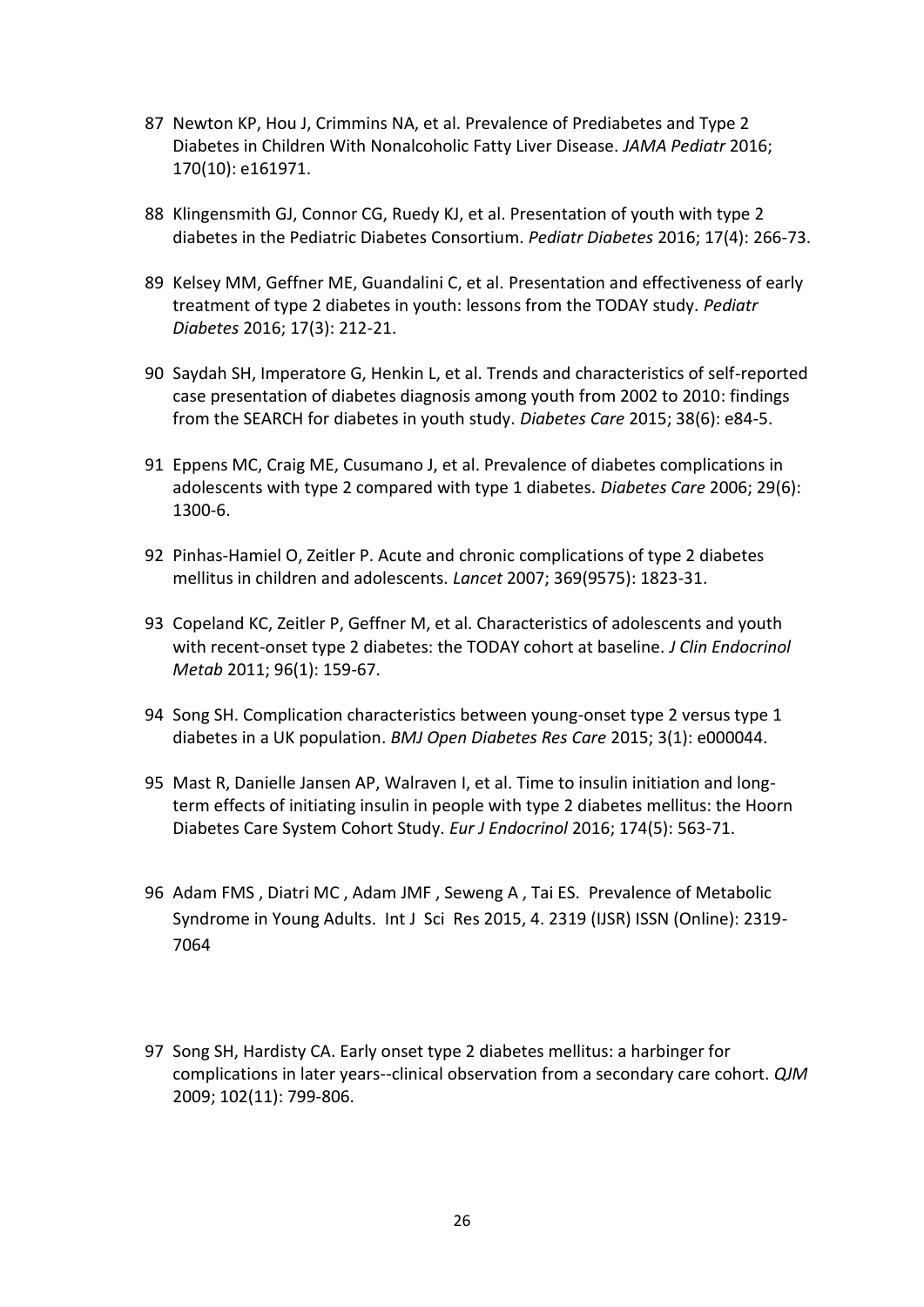87 Newton KP, Hou J, Crimmins NA, et al. Prevalence of Prediabetes and Type 2 Diabetes in Children With Nonalcoholic Fatty Liver Disease. *JAMA Pediatr* 2016; 170(10): e161971.

88 Klingensmith GJ, Connor CG, Ruedy KJ, et al. Presentation of youth with type 2 diabetes in the Pediatric Diabetes Consortium. *Pediatr Diabetes* 2016; 17(4): 266-73.

89 Kelsey MM, Geffner ME, Guandalini C, et al. Presentation and effectiveness of early treatment of type 2 diabetes in youth: lessons from the TODAY study. *Pediatr Diabetes* 2016; 17(3): 212-21.

90 Saydah SH, Imperatore G, Henkin L, et al. Trends and characteristics of self-reported case presentation of diabetes diagnosis among youth from 2002 to 2010: findings from the SEARCH for diabetes in youth study. *Diabetes Care* 2015; 38(6): e84-5.

91 Eppens MC, Craig ME, Cusumano J, et al. Prevalence of diabetes complications in adolescents with type 2 compared with type 1 diabetes. *Diabetes Care* 2006; 29(6): 1300-6.

92 Pinhas-Hamiel O, Zeitler P. Acute and chronic complications of type 2 diabetes mellitus in children and adolescents. *Lancet* 2007; 369(9575): 1823-31.

93 Copeland KC, Zeitler P, Geffner M, et al. Characteristics of adolescents and youth with recent-onset type 2 diabetes: the TODAY cohort at baseline. *J Clin Endocrinol Metab* 2011; 96(1): 159-67.

94 Song SH. Complication characteristics between young-onset type 2 versus type 1 diabetes in a UK population. *BMJ Open Diabetes Res Care* 2015; 3(1): e000044.

95 Mast R, Danielle Jansen AP, Walraven I, et al. Time to insulin initiation and long-term effects of initiating insulin in people with type 2 diabetes mellitus: the Hoorn Diabetes Care System Cohort Study. *Eur J Endocrinol* 2016; 174(5): 563-71.

96 Adam FMS , Diatri MC , Adam JMF , Seweng A , Tai ES. Prevalence of Metabolic Syndrome in Young Adults. Int J Sci Res 2015, 4. 2319 (IJSR) ISSN (Online): 2319-7064

97 Song SH, Hardisty CA. Early onset type 2 diabetes mellitus: a harbinger for complications in later years--clinical observation from a secondary care cohort. *QJM* 2009; 102(11): 799-806.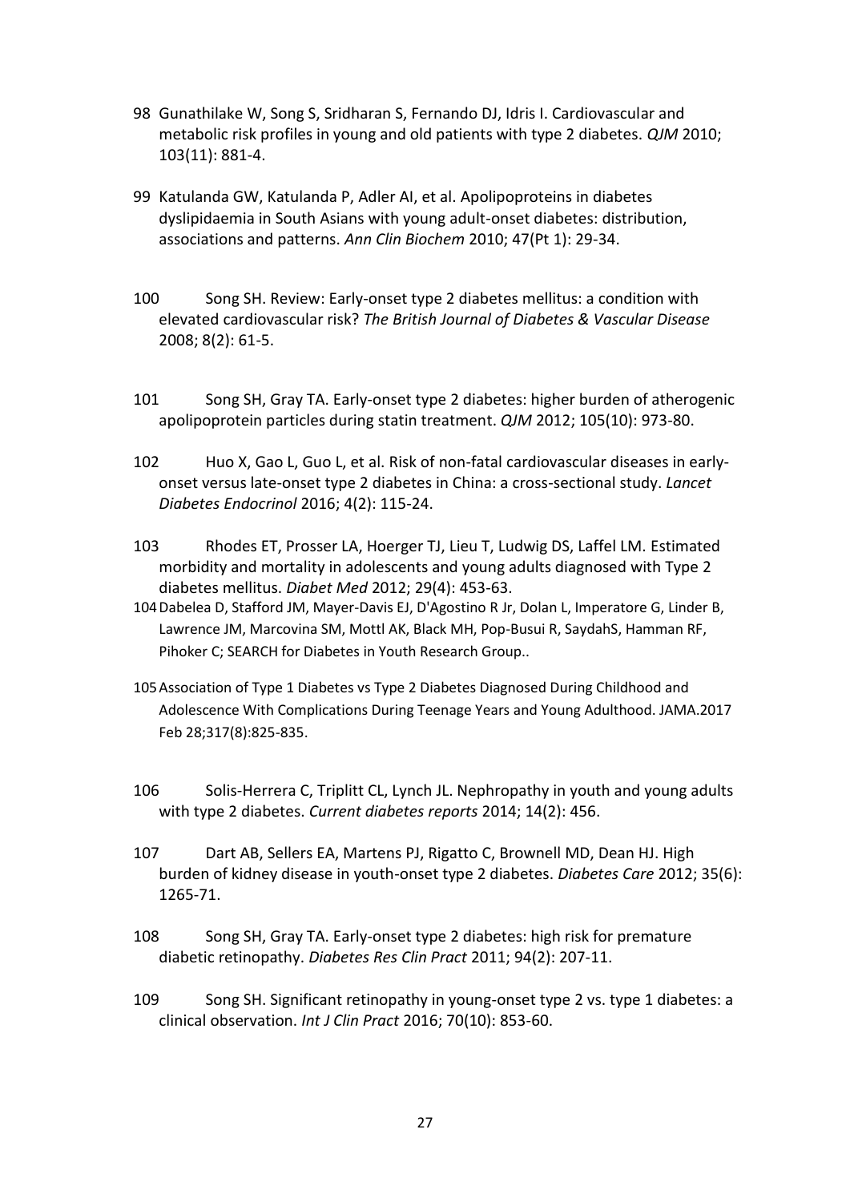98 Gunathilake W, Song S, Sridharan S, Fernando DJ, Idris I. Cardiovascular and metabolic risk profiles in young and old patients with type 2 diabetes. *QJM* 2010; 103(11): 881-4.

99 Katulanda GW, Katulanda P, Adler AI, et al. Apolipoproteins in diabetes dyslipidaemia in South Asians with young adult-onset diabetes: distribution, associations and patterns. *Ann Clin Biochem* 2010; 47(Pt 1): 29-34.

100 Song SH. Review: Early-onset type 2 diabetes mellitus: a condition with elevated cardiovascular risk? *The British Journal of Diabetes & Vascular Disease* 2008; 8(2): 61-5.

101 Song SH, Gray TA. Early-onset type 2 diabetes: higher burden of atherogenic apolipoprotein particles during statin treatment. *QJM* 2012; 105(10): 973-80.

102 Huo X, Gao L, Guo L, et al. Risk of non-fatal cardiovascular diseases in early-onset versus late-onset type 2 diabetes in China: a cross-sectional study. *Lancet Diabetes Endocrinol* 2016; 4(2): 115-24.

103 Rhodes ET, Prosser LA, Hoerger TJ, Lieu T, Ludwig DS, Laffel LM. Estimated morbidity and mortality in adolescents and young adults diagnosed with Type 2 diabetes mellitus. *Diabet Med* 2012; 29(4): 453-63.

104 Dabelea D, Stafford JM, Mayer-Davis EJ, D'Agostino R Jr, Dolan L, Imperatore G, Linder B, Lawrence JM, Marcovina SM, Mottl AK, Black MH, Pop-Busui R, SaydahS, Hamman RF, Pihoker C; SEARCH for Diabetes in Youth Research Group..

105 Association of Type 1 Diabetes vs Type 2 Diabetes Diagnosed During Childhood and Adolescence With Complications During Teenage Years and Young Adulthood. JAMA.2017 Feb 28;317(8):825-835.

106 Solis-Herrera C, Triplitt CL, Lynch JL. Nephropathy in youth and young adults with type 2 diabetes. *Current diabetes reports* 2014; 14(2): 456.

107 Dart AB, Sellers EA, Martens PJ, Rigatto C, Brownell MD, Dean HJ. High burden of kidney disease in youth-onset type 2 diabetes. *Diabetes Care* 2012; 35(6): 1265-71.

108 Song SH, Gray TA. Early-onset type 2 diabetes: high risk for premature diabetic retinopathy. *Diabetes Res Clin Pract* 2011; 94(2): 207-11.

109 Song SH. Significant retinopathy in young-onset type 2 vs. type 1 diabetes: a clinical observation. *Int J Clin Pract* 2016; 70(10): 853-60.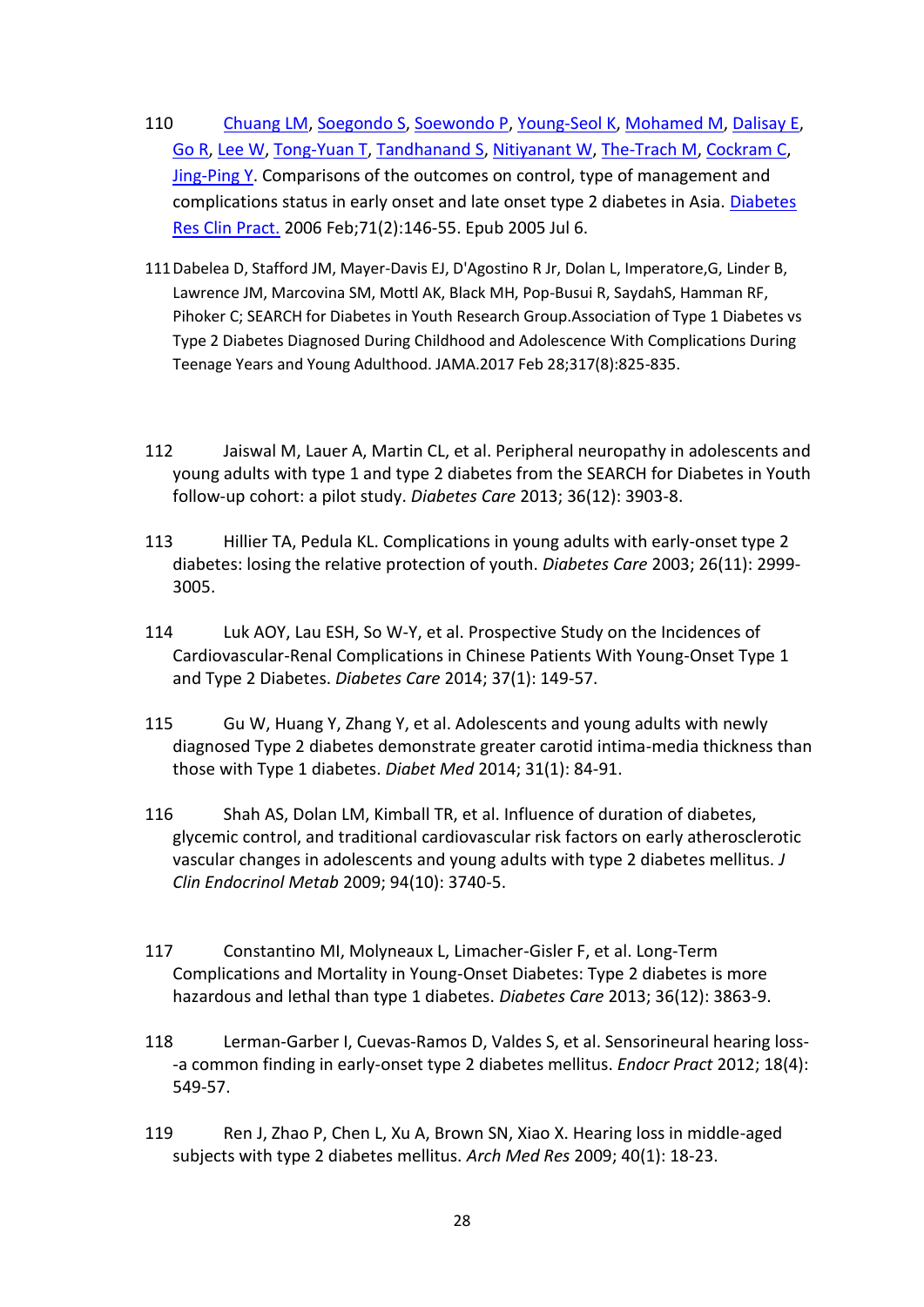110 Chuang LM, Soegondo S, Soewondo P, Young-Seol K, Mohamed M, Dalisay E, Go R, Lee W, Tong-Yuan T, Tandhanand S, Nitiyanant W, The-Trach M, Cockram C, Jing-Ping Y. Comparisons of the outcomes on control, type of management and complications status in early onset and late onset type 2 diabetes in Asia. Diabetes Res Clin Pract. 2006 Feb;71(2):146-55. Epub 2005 Jul 6.

111 Dabelea D, Stafford JM, Mayer-Davis EJ, D'Agostino R Jr, Dolan L, Imperatore,G, Linder B, Lawrence JM, Marcovina SM, Mottl AK, Black MH, Pop-Busui R, SaydahS, Hamman RF, Pihoker C; SEARCH for Diabetes in Youth Research Group.Association of Type 1 Diabetes vs Type 2 Diabetes Diagnosed During Childhood and Adolescence With Complications During Teenage Years and Young Adulthood. JAMA.2017 Feb 28;317(8):825-835.

112 Jaiswal M, Lauer A, Martin CL, et al. Peripheral neuropathy in adolescents and young adults with type 1 and type 2 diabetes from the SEARCH for Diabetes in Youth follow-up cohort: a pilot study. *Diabetes Care* 2013; 36(12): 3903-8.

113 Hillier TA, Pedula KL. Complications in young adults with early-onset type 2 diabetes: losing the relative protection of youth. *Diabetes Care* 2003; 26(11): 2999-3005.

114 Luk AOY, Lau ESH, So W-Y, et al. Prospective Study on the Incidences of Cardiovascular-Renal Complications in Chinese Patients With Young-Onset Type 1 and Type 2 Diabetes. *Diabetes Care* 2014; 37(1): 149-57.

115 Gu W, Huang Y, Zhang Y, et al. Adolescents and young adults with newly diagnosed Type 2 diabetes demonstrate greater carotid intima-media thickness than those with Type 1 diabetes. *Diabet Med* 2014; 31(1): 84-91.

116 Shah AS, Dolan LM, Kimball TR, et al. Influence of duration of diabetes, glycemic control, and traditional cardiovascular risk factors on early atherosclerotic vascular changes in adolescents and young adults with type 2 diabetes mellitus. *J Clin Endocrinol Metab* 2009; 94(10): 3740-5.

117 Constantino MI, Molyneaux L, Limacher-Gisler F, et al. Long-Term Complications and Mortality in Young-Onset Diabetes: Type 2 diabetes is more hazardous and lethal than type 1 diabetes. *Diabetes Care* 2013; 36(12): 3863-9.

118 Lerman-Garber I, Cuevas-Ramos D, Valdes S, et al. Sensorineural hearing loss--a common finding in early-onset type 2 diabetes mellitus. *Endocr Pract* 2012; 18(4): 549-57.

119 Ren J, Zhao P, Chen L, Xu A, Brown SN, Xiao X. Hearing loss in middle-aged subjects with type 2 diabetes mellitus. *Arch Med Res* 2009; 40(1): 18-23.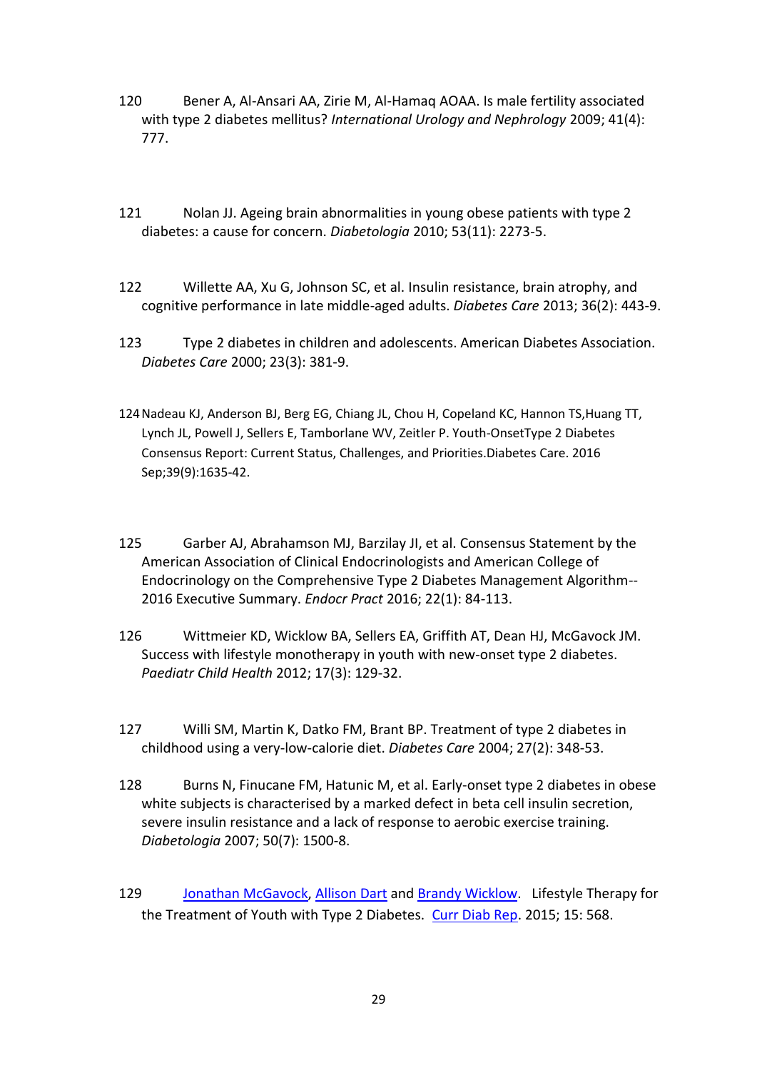120 Bener A, Al-Ansari AA, Zirie M, Al-Hamaq AOAA. Is male fertility associated with type 2 diabetes mellitus? *International Urology and Nephrology* 2009; 41(4): 777.

121 Nolan JJ. Ageing brain abnormalities in young obese patients with type 2 diabetes: a cause for concern. *Diabetologia* 2010; 53(11): 2273-5.

122 Willette AA, Xu G, Johnson SC, et al. Insulin resistance, brain atrophy, and cognitive performance in late middle-aged adults. *Diabetes Care* 2013; 36(2): 443-9.

123 Type 2 diabetes in children and adolescents. American Diabetes Association. *Diabetes Care* 2000; 23(3): 381-9.

124 Nadeau KJ, Anderson BJ, Berg EG, Chiang JL, Chou H, Copeland KC, Hannon TS,Huang TT, Lynch JL, Powell J, Sellers E, Tamborlane WV, Zeitler P. Youth-OnsetType 2 Diabetes Consensus Report: Current Status, Challenges, and Priorities.Diabetes Care. 2016 Sep;39(9):1635-42.

125 Garber AJ, Abrahamson MJ, Barzilay JI, et al. Consensus Statement by the American Association of Clinical Endocrinologists and American College of Endocrinology on the Comprehensive Type 2 Diabetes Management Algorithm--2016 Executive Summary. *Endocr Pract* 2016; 22(1): 84-113.

126 Wittmeier KD, Wicklow BA, Sellers EA, Griffith AT, Dean HJ, McGavock JM. Success with lifestyle monotherapy in youth with new-onset type 2 diabetes. *Paediatr Child Health* 2012; 17(3): 129-32.

127 Willi SM, Martin K, Datko FM, Brant BP. Treatment of type 2 diabetes in childhood using a very-low-calorie diet. *Diabetes Care* 2004; 27(2): 348-53.

128 Burns N, Finucane FM, Hatunic M, et al. Early-onset type 2 diabetes in obese white subjects is characterised by a marked defect in beta cell insulin secretion, severe insulin resistance and a lack of response to aerobic exercise training. *Diabetologia* 2007; 50(7): 1500-8.

129 Jonathan McGavock, Allison Dart and Brandy Wicklow. Lifestyle Therapy for the Treatment of Youth with Type 2 Diabetes. Curr Diab Rep. 2015; 15: 568.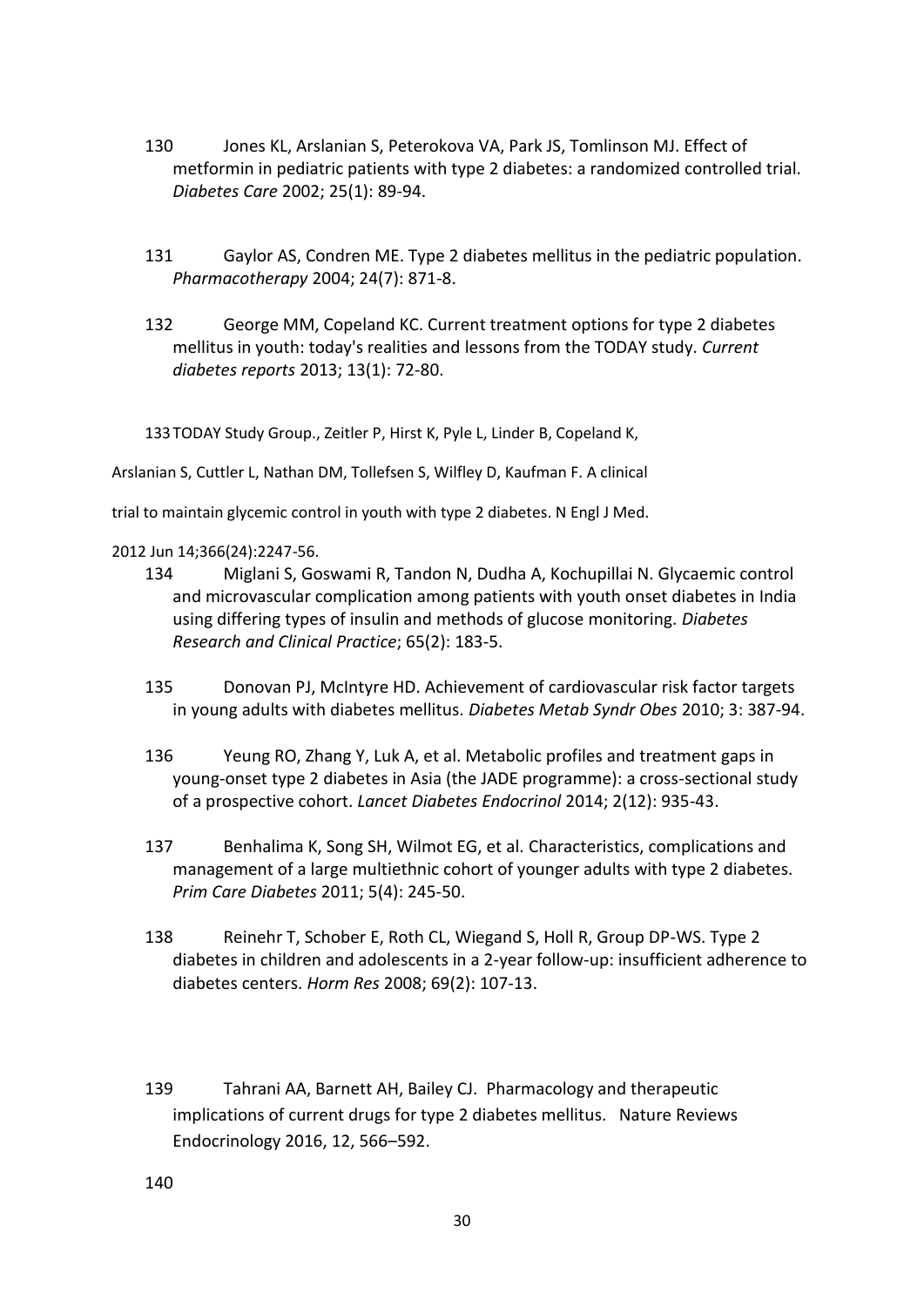130 Jones KL, Arslanian S, Peterokova VA, Park JS, Tomlinson MJ. Effect of metformin in pediatric patients with type 2 diabetes: a randomized controlled trial. *Diabetes Care* 2002; 25(1): 89-94.

131 Gaylor AS, Condren ME. Type 2 diabetes mellitus in the pediatric population. *Pharmacotherapy* 2004; 24(7): 871-8.

132 George MM, Copeland KC. Current treatment options for type 2 diabetes mellitus in youth: today's realities and lessons from the TODAY study. *Current diabetes reports* 2013; 13(1): 72-80.

133 TODAY Study Group., Zeitler P, Hirst K, Pyle L, Linder B, Copeland K, Arslanian S, Cuttler L, Nathan DM, Tollefsen S, Wilfley D, Kaufman F. A clinical trial to maintain glycemic control in youth with type 2 diabetes. N Engl J Med. 2012 Jun 14;366(24):2247-56.

134 Miglani S, Goswami R, Tandon N, Dudha A, Kochupillai N. Glycaemic control and microvascular complication among patients with youth onset diabetes in India using differing types of insulin and methods of glucose monitoring. *Diabetes Research and Clinical Practice*; 65(2): 183-5.

135 Donovan PJ, McIntyre HD. Achievement of cardiovascular risk factor targets in young adults with diabetes mellitus. *Diabetes Metab Syndr Obes* 2010; 3: 387-94.

136 Yeung RO, Zhang Y, Luk A, et al. Metabolic profiles and treatment gaps in young-onset type 2 diabetes in Asia (the JADE programme): a cross-sectional study of a prospective cohort. *Lancet Diabetes Endocrinol* 2014; 2(12): 935-43.

137 Benhalima K, Song SH, Wilmot EG, et al. Characteristics, complications and management of a large multiethnic cohort of younger adults with type 2 diabetes. *Prim Care Diabetes* 2011; 5(4): 245-50.

138 Reinehr T, Schober E, Roth CL, Wiegand S, Holl R, Group DP-WS. Type 2 diabetes in children and adolescents in a 2-year follow-up: insufficient adherence to diabetes centers. *Horm Res* 2008; 69(2): 107-13.

139 Tahrani AA, Barnett AH, Bailey CJ. Pharmacology and therapeutic implications of current drugs for type 2 diabetes mellitus. Nature Reviews Endocrinology 2016, 12, 566–592.

140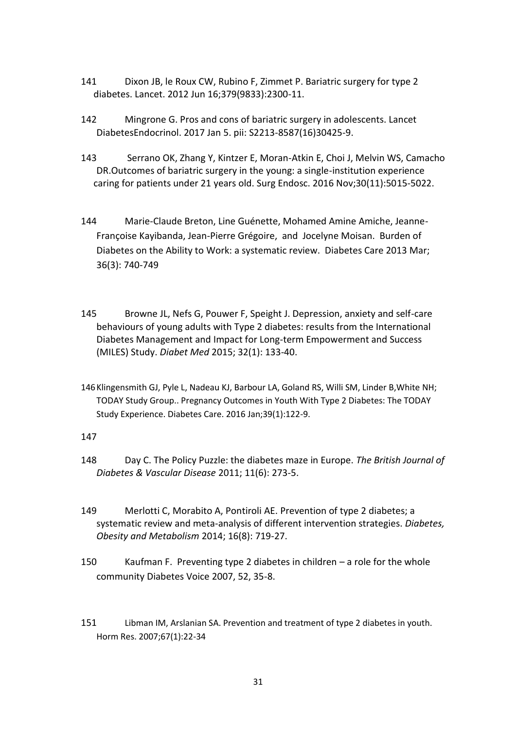141 Dixon JB, le Roux CW, Rubino F, Zimmet P. Bariatric surgery for type 2 diabetes. Lancet. 2012 Jun 16;379(9833):2300-11.

142 Mingrone G. Pros and cons of bariatric surgery in adolescents. Lancet DiabetesEndocrinol. 2017 Jan 5. pii: S2213-8587(16)30425-9.

143 Serrano OK, Zhang Y, Kintzer E, Moran-Atkin E, Choi J, Melvin WS, Camacho DR.Outcomes of bariatric surgery in the young: a single-institution experience caring for patients under 21 years old. Surg Endosc. 2016 Nov;30(11):5015-5022.

144 Marie-Claude Breton, Line Guénette, Mohamed Amine Amiche, Jeanne-Françoise Kayibanda, Jean-Pierre Grégoire, and Jocelyne Moisan. Burden of Diabetes on the Ability to Work: a systematic review. Diabetes Care 2013 Mar; 36(3): 740-749

145 Browne JL, Nefs G, Pouwer F, Speight J. Depression, anxiety and self-care behaviours of young adults with Type 2 diabetes: results from the International Diabetes Management and Impact for Long-term Empowerment and Success (MILES) Study. *Diabet Med* 2015; 32(1): 133-40.

146 Klingensmith GJ, Pyle L, Nadeau KJ, Barbour LA, Goland RS, Willi SM, Linder B,White NH; TODAY Study Group.. Pregnancy Outcomes in Youth With Type 2 Diabetes: The TODAY Study Experience. Diabetes Care. 2016 Jan;39(1):122-9.

147

148 Day C. The Policy Puzzle: the diabetes maze in Europe. *The British Journal of Diabetes & Vascular Disease* 2011; 11(6): 273-5.

149 Merlotti C, Morabito A, Pontiroli AE. Prevention of type 2 diabetes; a systematic review and meta-analysis of different intervention strategies. *Diabetes, Obesity and Metabolism* 2014; 16(8): 719-27.

150 Kaufman F. Preventing type 2 diabetes in children – a role for the whole community Diabetes Voice 2007, 52, 35-8.

151 Libman IM, Arslanian SA. Prevention and treatment of type 2 diabetes in youth. Horm Res. 2007;67(1):22-34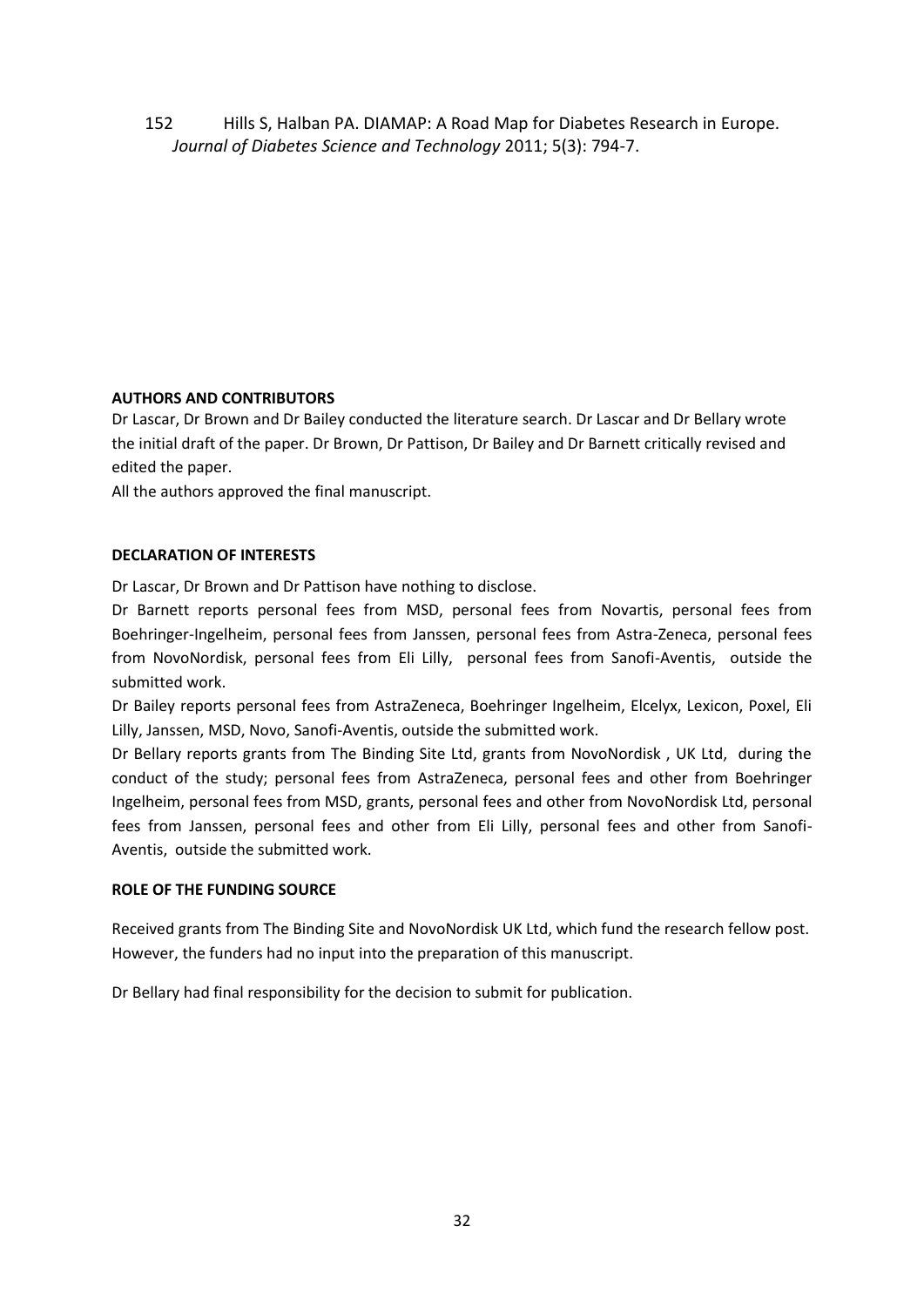152 Hills S, Halban PA. DIAMAP: A Road Map for Diabetes Research in Europe. *Journal of Diabetes Science and Technology* 2011; 5(3): 794-7.

**AUTHORS AND CONTRIBUTORS**

Dr Lascar, Dr Brown and Dr Bailey conducted the literature search. Dr Lascar and Dr Bellary wrote the initial draft of the paper. Dr Brown, Dr Pattison, Dr Bailey and Dr Barnett critically revised and edited the paper.

All the authors approved the final manuscript.

**DECLARATION OF INTERESTS**

Dr Lascar, Dr Brown and Dr Pattison have nothing to disclose.

Dr Barnett reports personal fees from MSD, personal fees from Novartis, personal fees from Boehringer-Ingelheim, personal fees from Janssen, personal fees from Astra-Zeneca, personal fees from NovoNordisk, personal fees from Eli Lilly, personal fees from Sanofi-Aventis, outside the submitted work.

Dr Bailey reports personal fees from AstraZeneca, Boehringer Ingelheim, Elcelyx, Lexicon, Poxel, Eli Lilly, Janssen, MSD, Novo, Sanofi-Aventis, outside the submitted work.

Dr Bellary reports grants from The Binding Site Ltd, grants from NovoNordisk , UK Ltd, during the conduct of the study; personal fees from AstraZeneca, personal fees and other from Boehringer Ingelheim, personal fees from MSD, grants, personal fees and other from NovoNordisk Ltd, personal fees from Janssen, personal fees and other from Eli Lilly, personal fees and other from Sanofi-Aventis, outside the submitted work.

**ROLE OF THE FUNDING SOURCE**

Received grants from The Binding Site and NovoNordisk UK Ltd, which fund the research fellow post. However, the funders had no input into the preparation of this manuscript.

Dr Bellary had final responsibility for the decision to submit for publication.